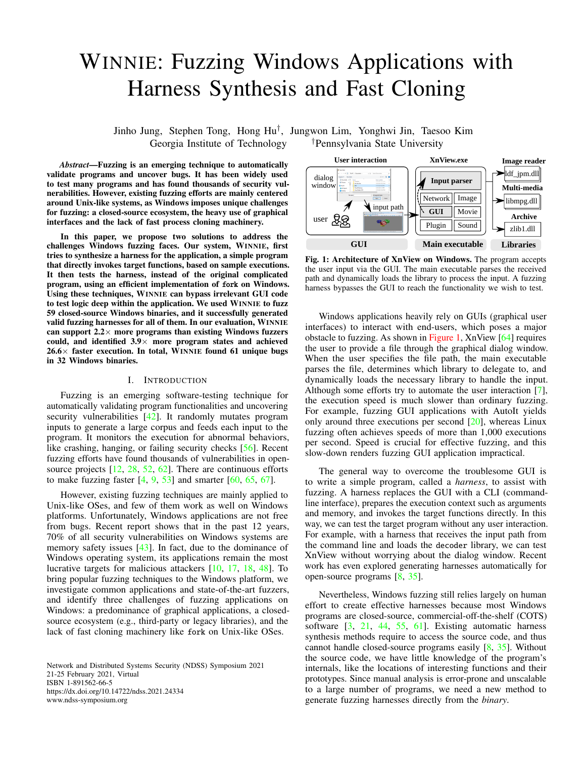# WINNIE: Fuzzing Windows Applications with Harness Synthesis and Fast Cloning

Jinho Jung, Stephen Tong, Hong Hu[†], Jungwon Lim, Yonghwi Jin, Taesoo Kim
Georgia Institute of Technology [†]Pennsylvania State University

***Abstract*—Fuzzing is an emerging technique to automatically validate programs and uncover bugs. It has been widely used to test many programs and has found thousands of security vulnerabilities. However, existing fuzzing efforts are mainly centered around Unix-like systems, as Windows imposes unique challenges for fuzzing: a closed-source ecosystem, the heavy use of graphical interfaces and the lack of fast process cloning machinery.**

**In this paper, we propose two solutions to address the challenges Windows fuzzing faces. Our system, WINNIE, first tries to synthesize a harness for the application, a simple program that directly invokes target functions, based on sample executions. It then tests the harness, instead of the original complicated program, using an efficient implementation of `fork` on Windows. Using these techniques, WINNIE can bypass irrelevant GUI code to test logic deep within the application. We used WINNIE to fuzz 59 closed-source Windows binaries, and it successfully generated valid fuzzing harnesses for all of them. In our evaluation, WINNIE can support 2.2× more programs than existing Windows fuzzers could, and identified 3.9× more program states and achieved 26.6× faster execution. In total, WINNIE found 61 unique bugs in 32 Windows binaries.**

## I. INTRODUCTION

Fuzzing is an emerging software-testing technique for automatically validating program functionalities and uncovering security vulnerabilities [42]. It randomly mutates program inputs to generate a large corpus and feeds each input to the program. It monitors the execution for abnormal behaviors, like crashing, hanging, or failing security checks [56]. Recent fuzzing efforts have found thousands of vulnerabilities in open-source projects [12, 28, 52, 62]. There are continuous efforts to make fuzzing faster [4, 9, 53] and smarter [60, 65, 67].

However, existing fuzzing techniques are mainly applied to Unix-like OSes, and few of them work as well on Windows platforms. Unfortunately, Windows applications are not free from bugs. Recent report shows that in the past 12 years, 70% of all security vulnerabilities on Windows systems are memory safety issues [43]. In fact, due to the dominance of Windows operating system, its applications remain the most lucrative targets for malicious attackers [10, 17, 18, 48]. To bring popular fuzzing techniques to the Windows platform, we investigate common applications and state-of-the-art fuzzers, and identify three challenges of fuzzing applications on Windows: a predominance of graphical applications, a closed-source ecosystem (e.g., third-party or legacy libraries), and the lack of fast cloning machinery like `fork` on Unix-like OSes.

Network and Distributed Systems Security (NDSS) Symposium 2021
21-25 February 2021, Virtual
ISBN 1-891562-66-5
https://dx.doi.org/10.14722/ndss.2021.24334
www.ndss-symposium.org

**Fig. 1: Architecture of XnView on Windows.** The program accepts the user input via the GUI. The main executable parses the received path and dynamically loads the library to process the input. A fuzzing harness bypasses the GUI to reach the functionality we wish to test.

Windows applications heavily rely on GUIs (graphical user interfaces) to interact with end-users, which poses a major obstacle to fuzzing. As shown in Figure 1, XnView [64] requires the user to provide a file through the graphical dialog window. When the user specifies the file path, the main executable parses the file, determines which library to delegate to, and dynamically loads the necessary library to handle the input. Although some efforts try to automate the user interaction [7], the execution speed is much slower than ordinary fuzzing. For example, fuzzing GUI applications with AutoIt yields only around three executions per second [20], whereas Linux fuzzing often achieves speeds of more than 1,000 executions per second. Speed is crucial for effective fuzzing, and this slow-down renders fuzzing GUI application impractical.

The general way to overcome the troublesome GUI is to write a simple program, called a *harness*, to assist with fuzzing. A harness replaces the GUI with a CLI (command-line interface), prepares the execution context such as arguments and memory, and invokes the target functions directly. In this way, we can test the target program without any user interaction. For example, with a harness that receives the input path from the command line and loads the `decoder` library, we can test XnView without worrying about the dialog window. Recent work has even explored generating harnesses automatically for open-source programs [8, 35].

Nevertheless, Windows fuzzing still relies largely on human effort to create effective harnesses because most Windows programs are closed-source, commercial-off-the-shelf (COTS) software [3, 21, 44, 55, 61]. Existing automatic harness synthesis methods require to access the source code, and thus cannot handle closed-source programs easily [8, 35]. Without the source code, we have little knowledge of the program's internals, like the locations of interesting functions and their prototypes. Since manual analysis is error-prone and unscalable to a large number of programs, we need a new method to generate fuzzing harnesses directly from the *binary*.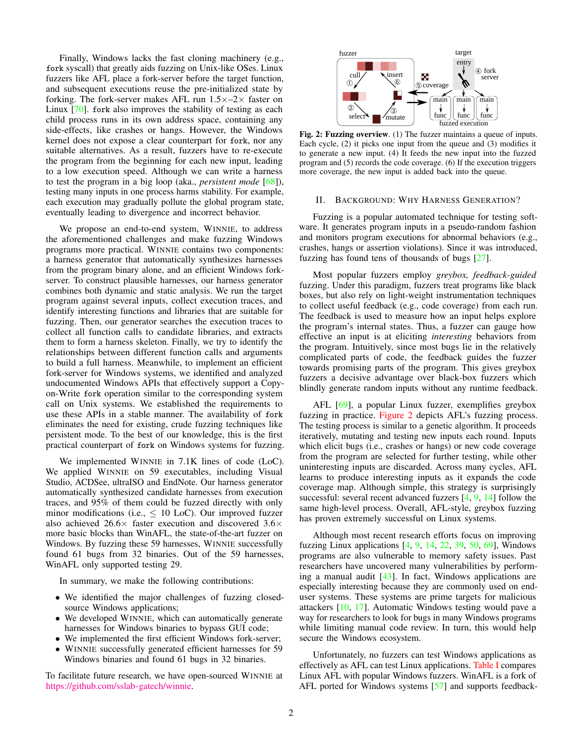Finally, Windows lacks the fast cloning machinery (e.g., `fork` syscall) that greatly aids fuzzing on Unix-like OSes. Linux fuzzers like AFL place a fork-server before the target function, and subsequent executions reuse the pre-initialized state by forking. The fork-server makes AFL run 1.5×–2× faster on Linux [70]. `fork` also improves the stability of testing as each child process runs in its own address space, containing any side-effects, like crashes or hangs. However, the Windows kernel does not expose a clear counterpart for `fork`, nor any suitable alternatives. As a result, fuzzers have to re-execute the program from the beginning for each new input, leading to a low execution speed. Although we can write a harness to test the program in a big loop (aka., *persistent mode* [68]), testing many inputs in one process harms stability. For example, each execution may gradually pollute the global program state, eventually leading to divergence and incorrect behavior.

We propose an end-to-end system, WINNIE, to address the aforementioned challenges and make fuzzing Windows programs more practical. WINNIE contains two components: a harness generator that automatically synthesizes harnesses from the program binary alone, and an efficient Windows fork-server. To construct plausible harnesses, our harness generator combines both dynamic and static analysis. We run the target program against several inputs, collect execution traces, and identify interesting functions and libraries that are suitable for fuzzing. Then, our generator searches the execution traces to collect all function calls to candidate libraries, and extracts them to form a harness skeleton. Finally, we try to identify the relationships between different function calls and arguments to build a full harness. Meanwhile, to implement an efficient fork-server for Windows systems, we identified and analyzed undocumented Windows APIs that effectively support a Copy-on-Write `fork` operation similar to the corresponding system call on Unix systems. We established the requirements to use these APIs in a stable manner. The availability of `fork` eliminates the need for existing, crude fuzzing techniques like persistent mode. To the best of our knowledge, this is the first practical counterpart of `fork` on Windows systems for fuzzing.

We implemented WINNIE in 7.1K lines of code (LoC). We applied WINNIE on 59 executables, including Visual Studio, ACDSee, ultraISO and EndNote. Our harness generator automatically synthesized candidate harnesses from execution traces, and 95% of them could be fuzzed directly with only minor modifications (i.e., $\leq$ 10 LoC). Our improved fuzzer also achieved 26.6× faster execution and discovered 3.6× more basic blocks than WinAFL, the state-of-the-art fuzzer on Windows. By fuzzing these 59 harnesses, WINNIE successfully found 61 bugs from 32 binaries. Out of the 59 harnesses, WinAFL only supported testing 29.

In summary, we make the following contributions:

- We identified the major challenges of fuzzing closed-source Windows applications;
- We developed WINNIE, which can automatically generate harnesses for Windows binaries to bypass GUI code;
- We implemented the first efficient Windows fork-server;
- WINNIE successfully generated efficient harnesses for 59 Windows binaries and found 61 bugs in 32 binaries.

To facilitate future research, we have open-sourced WINNIE at https://github.com/sslab-gatech/winnie.

**Fig. 2: Fuzzing overview.** (1) The fuzzer maintains a queue of inputs. Each cycle, (2) it picks one input from the queue and (3) modifies it to generate a new input. (4) It feeds the new input into the fuzzed program and (5) records the code coverage. (6) If the execution triggers more coverage, the new input is added back into the queue.

## II. BACKGROUND: WHY HARNESS GENERATION?

Fuzzing is a popular automated technique for testing software. It generates program inputs in a pseudo-random fashion and monitors program executions for abnormal behaviors (e.g., crashes, hangs or assertion violations). Since it was introduced, fuzzing has found tens of thousands of bugs [27].

Most popular fuzzers employ *greybox, feedback-guided* fuzzing. Under this paradigm, fuzzers treat programs like black boxes, but also rely on light-weight instrumentation techniques to collect useful feedback (e.g., code coverage) from each run. The feedback is used to measure how an input helps explore the program's internal states. Thus, a fuzzer can gauge how effective an input is at eliciting *interesting* behaviors from the program. Intuitively, since most bugs lie in the relatively complicated parts of code, the feedback guides the fuzzer towards promising parts of the program. This gives greybox fuzzers a decisive advantage over black-box fuzzers which blindly generate random inputs without any runtime feedback.

AFL [69], a popular Linux fuzzer, exemplifies greybox fuzzing in practice. Figure 2 depicts AFL's fuzzing process. The testing process is similar to a genetic algorithm. It proceeds iteratively, mutating and testing new inputs each round. Inputs which elicit bugs (i.e., crashes or hangs) or new code coverage from the program are selected for further testing, while other uninteresting inputs are discarded. Across many cycles, AFL learns to produce interesting inputs as it expands the code coverage map. Although simple, this strategy is surprisingly successful: several recent advanced fuzzers [4, 9, 14] follow the same high-level process. Overall, AFL-style, greybox fuzzing has proven extremely successful on Linux systems.

Although most recent research efforts focus on improving fuzzing Linux applications [4, 9, 14, 22, 39, 50, 69], Windows programs are also vulnerable to memory safety issues. Past researchers have uncovered many vulnerabilities by performing a manual audit [43]. In fact, Windows applications are especially interesting because they are commonly used on end-user systems. These systems are prime targets for malicious attackers [10, 17]. Automatic Windows testing would pave a way for researchers to look for bugs in many Windows programs while limiting manual code review. In turn, this would help secure the Windows ecosystem.

Unfortunately, no fuzzers can test Windows applications as effectively as AFL can test Linux applications. Table I compares Linux AFL with popular Windows fuzzers. WinAFL is a fork of AFL ported for Windows systems [57] and supports feedback-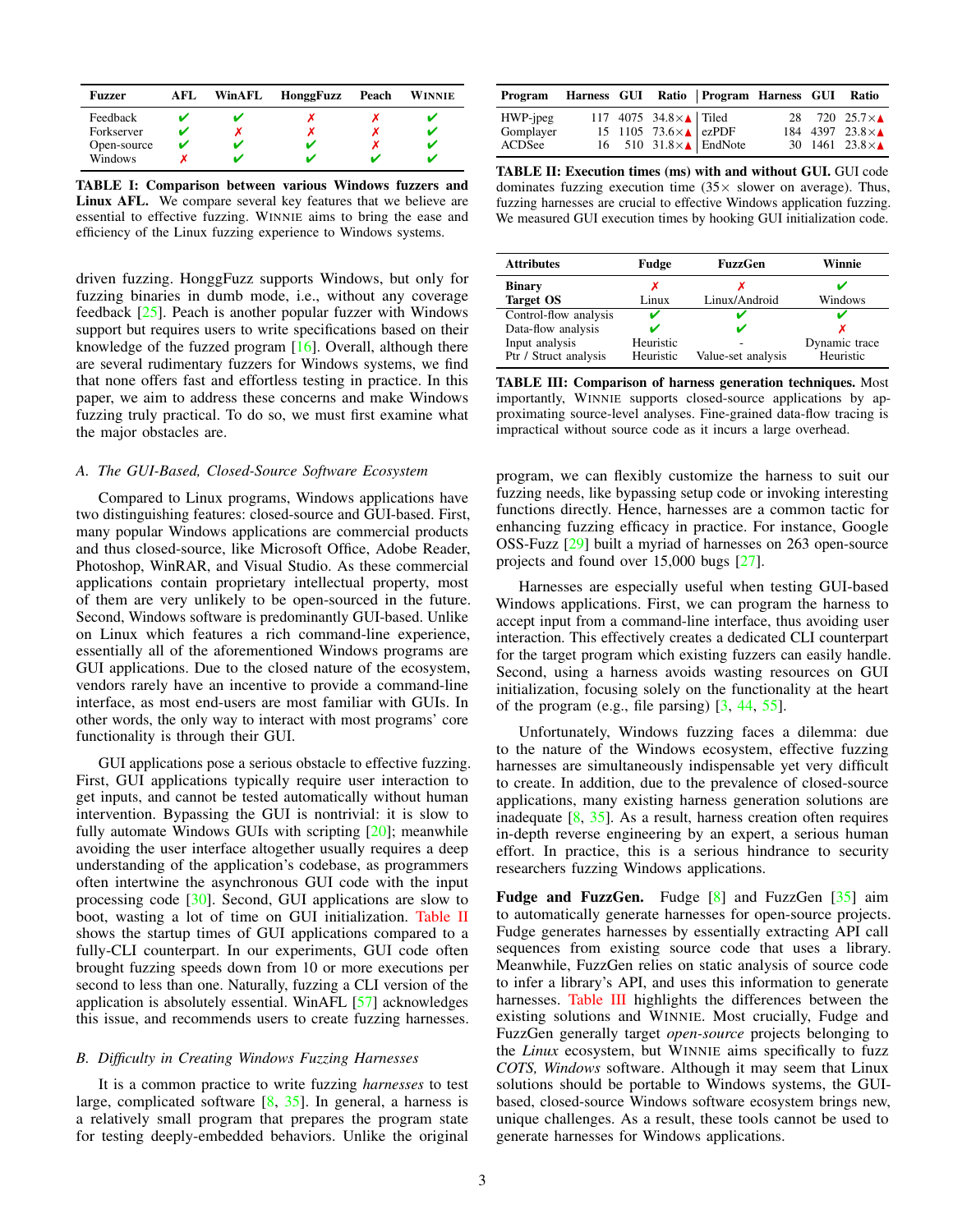| Fuzzer | AFL | WinAFL | HonggFuzz | Peach | WINNIE |
|---|---|---|---|---|---|
| Feedback | ✔ | ✔ | ✗ | ✗ | ✔ |
| Forkserver | ✔ | ✗ | ✗ | ✗ | ✔ |
| Open-source | ✔ | ✔ | ✔ | ✗ | ✔ |
| Windows | ✗ | ✔ | ✔ | ✔ | ✔ |

**TABLE I: Comparison between various Windows fuzzers and Linux AFL.** We compare several key features that we believe are essential to effective fuzzing. WINNIE aims to bring the ease and efficiency of the Linux fuzzing experience to Windows systems.

driven fuzzing. HonggFuzz supports Windows, but only for fuzzing binaries in dumb mode, i.e., without any coverage feedback [25]. Peach is another popular fuzzer with Windows support but requires users to write specifications based on their knowledge of the fuzzed program [16]. Overall, although there are several rudimentary fuzzers for Windows systems, we find that none offers fast and effortless testing in practice. In this paper, we aim to address these concerns and make Windows fuzzing truly practical. To do so, we must first examine what the major obstacles are.

### A. The GUI-Based, Closed-Source Software Ecosystem

Compared to Linux programs, Windows applications have two distinguishing features: closed-source and GUI-based. First, many popular Windows applications are commercial products and thus closed-source, like Microsoft Office, Adobe Reader, Photoshop, WinRAR, and Visual Studio. As these commercial applications contain proprietary intellectual property, most of them are very unlikely to be open-sourced in the future. Second, Windows software is predominantly GUI-based. Unlike on Linux which features a rich command-line experience, essentially all of the aforementioned Windows programs are GUI applications. Due to the closed nature of the ecosystem, vendors rarely have an incentive to provide a command-line interface, as most end-users are most familiar with GUIs. In other words, the only way to interact with most programs' core functionality is through their GUI.

GUI applications pose a serious obstacle to effective fuzzing. First, GUI applications typically require user interaction to get inputs, and cannot be tested automatically without human intervention. Bypassing the GUI is nontrivial: it is slow to fully automate Windows GUIs with scripting [20]; meanwhile avoiding the user interface altogether usually requires a deep understanding of the application's codebase, as programmers often intertwine the asynchronous GUI code with the input processing code [30]. Second, GUI applications are slow to boot, wasting a lot of time on GUI initialization. Table II shows the startup times of GUI applications compared to a fully-CLI counterpart. In our experiments, GUI code often brought fuzzing speeds down from 10 or more executions per second to less than one. Naturally, fuzzing a CLI version of the application is absolutely essential. WinAFL [57] acknowledges this issue, and recommends users to create fuzzing harnesses.

### B. Difficulty in Creating Windows Fuzzing Harnesses

It is a common practice to write fuzzing *harnesses* to test large, complicated software [8, 35]. In general, a harness is a relatively small program that prepares the program state for testing deeply-embedded behaviors. Unlike the original program, we can flexibly customize the harness to suit our fuzzing needs, like bypassing setup code or invoking interesting functions directly. Hence, harnesses are a common tactic for enhancing fuzzing efficacy in practice. For instance, Google OSS-Fuzz [29] built a myriad of harnesses on 263 open-source projects and found over 15,000 bugs [27].

| Program | Harness | GUI | Ratio | Program | Harness | GUI | Ratio |
|---|---|---|---|---|---|---|---|
| HWP-jpeg | 117 | 4075 | 34.8×▲ | Tiled | 28 | 720 | 25.7×▲ |
| Gomplayer | 15 | 1105 | 73.6×▲ | ezPDF | 184 | 4397 | 23.8×▲ |
| ACDSee | 16 | 510 | 31.8×▲ | EndNote | 30 | 1461 | 23.8×▲ |

**TABLE II: Execution times (ms) with and without GUI.** GUI code dominates fuzzing execution time (35× slower on average). Thus, fuzzing harnesses are crucial to effective Windows application fuzzing. We measured GUI execution times by hooking GUI initialization code.

| Attributes | Fudge | FuzzGen | Winnie |
|---|---|---|---|
| **Binary** | ✗ | ✗ | ✔ |
| **Target OS** | Linux | Linux/Android | Windows |
| Control-flow analysis | ✔ | ✔ | ✔ |
| Data-flow analysis | ✔ | ✔ | ✗ |
| Input analysis | Heuristic | - | Dynamic trace |
| Ptr / Struct analysis | Heuristic | Value-set analysis | Heuristic |

**TABLE III: Comparison of harness generation techniques.** Most importantly, WINNIE supports closed-source applications by approximating source-level analyses. Fine-grained data-flow tracing is impractical without source code as it incurs a large overhead.

Harnesses are especially useful when testing GUI-based Windows applications. First, we can program the harness to accept input from a command-line interface, thus avoiding user interaction. This effectively creates a dedicated CLI counterpart for the target program which existing fuzzers can easily handle. Second, using a harness avoids wasting resources on GUI initialization, focusing solely on the functionality at the heart of the program (e.g., file parsing) [3, 44, 55].

Unfortunately, Windows fuzzing faces a dilemma: due to the nature of the Windows ecosystem, effective fuzzing harnesses are simultaneously indispensable yet very difficult to create. In addition, due to the prevalence of closed-source applications, many existing harness generation solutions are inadequate [8, 35]. As a result, harness creation often requires in-depth reverse engineering by an expert, a serious human effort. In practice, this is a serious hindrance to security researchers fuzzing Windows applications.

**Fudge and FuzzGen.** Fudge [8] and FuzzGen [35] aim to automatically generate harnesses for open-source projects. Fudge generates harnesses by essentially extracting API call sequences from existing source code that uses a library. Meanwhile, FuzzGen relies on static analysis of source code to infer a library's API, and uses this information to generate harnesses. Table III highlights the differences between the existing solutions and WINNIE. Most crucially, Fudge and FuzzGen generally target *open-source* projects belonging to the *Linux* ecosystem, but WINNIE aims specifically to fuzz *COTS, Windows* software. Although it may seem that Linux solutions should be portable to Windows systems, the GUI-based, closed-source Windows software ecosystem brings new, unique challenges. As a result, these tools cannot be used to generate harnesses for Windows applications.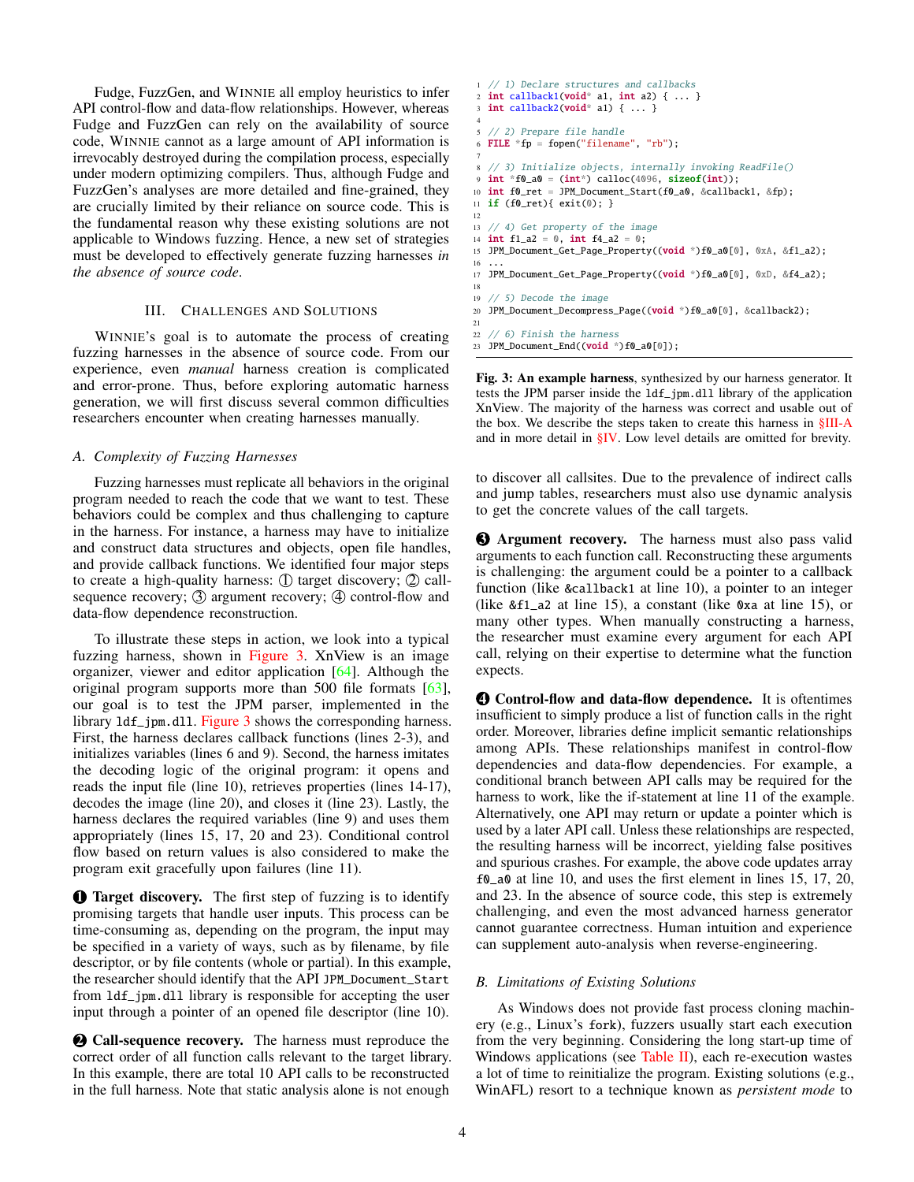Fudge, FuzzGen, and WINNIE all employ heuristics to infer API control-flow and data-flow relationships. However, whereas Fudge and FuzzGen can rely on the availability of source code, WINNIE cannot as a large amount of API information is irrevocably destroyed during the compilation process, especially under modern optimizing compilers. Thus, although Fudge and FuzzGen's analyses are more detailed and fine-grained, they are crucially limited by their reliance on source code. This is the fundamental reason why these existing solutions are not applicable to Windows fuzzing. Hence, a new set of strategies must be developed to effectively generate fuzzing harnesses *in the absence of source code*.

## III. Challenges and Solutions

WINNIE's goal is to automate the process of creating fuzzing harnesses in the absence of source code. From our experience, even *manual* harness creation is complicated and error-prone. Thus, before exploring automatic harness generation, we will first discuss several common difficulties researchers encounter when creating harnesses manually.

### A. Complexity of Fuzzing Harnesses

Fuzzing harnesses must replicate all behaviors in the original program needed to reach the code that we want to test. These behaviors could be complex and thus challenging to capture in the harness. For instance, a harness may have to initialize and construct data structures and objects, open file handles, and provide callback functions. We identified four major steps to create a high-quality harness: ① target discovery; ② call-sequence recovery; ③ argument recovery; ④ control-flow and data-flow dependence reconstruction.

To illustrate these steps in action, we look into a typical fuzzing harness, shown in Figure 3. XnView is an image organizer, viewer and editor application [64]. Although the original program supports more than 500 file formats [63], our goal is to test the JPM parser, implemented in the library `ldf_jpm.dll`. Figure 3 shows the corresponding harness. First, the harness declares callback functions (lines 2-3), and initializes variables (lines 6 and 9). Second, the harness imitates the decoding logic of the original program: it opens and reads the input file (line 10), retrieves properties (lines 14-17), decodes the image (line 20), and closes it (line 23). Lastly, the harness declares the required variables (line 9) and uses them appropriately (lines 15, 17, 20 and 23). Conditional control flow based on return values is also considered to make the program exit gracefully upon failures (line 11).

```
1  // 1) Declare structures and callbacks
2  int callback1(void* a1, int a2) { ... }
3  int callback2(void* a1) { ... }
4
5  // 2) Prepare file handle
6  FILE *fp = fopen("filename", "rb");
7
8  // 3) Initialize objects, internally invoking ReadFile()
9  int *f0_a0 = (int*) calloc(4096, sizeof(int));
10 int f0_ret = JPM_Document_Start(f0_a0, &callback1, &fp);
11 if (f0_ret){ exit(0); }
12
13 // 4) Get property of the image
14 int f1_a2 = 0, int f4_a2 = 0;
15 JPM_Document_Get_Page_Property((void *)f0_a0[0], 0xA, &f1_a2);
16 ...
17 JPM_Document_Get_Page_Property((void *)f0_a0[0], 0xD, &f4_a2);
18
19 // 5) Decode the image
20 JPM_Document_Decompress_Page((void *)f0_a0[0], &callback2);
21
22 // 6) Finish the harness
23 JPM_Document_End((void *)f0_a0[0]);
```

**Fig. 3: An example harness**, synthesized by our harness generator. It tests the JPM parser inside the `ldf_jpm.dll` library of the application XnView. The majority of the harness was correct and usable out of the box. We describe the steps taken to create this harness in §III-A and in more detail in §IV. Low level details are omitted for brevity.

**❶ Target discovery.** The first step of fuzzing is to identify promising targets that handle user inputs. This process can be time-consuming as, depending on the program, the input may be specified in a variety of ways, such as by filename, by file descriptor, or by file contents (whole or partial). In this example, the researcher should identify that the API `JPM_Document_Start` from `ldf_jpm.dll` library is responsible for accepting the user input through a pointer of an opened file descriptor (line 10).

**❷ Call-sequence recovery.** The harness must reproduce the correct order of all function calls relevant to the target library. In this example, there are total 10 API calls to be reconstructed in the full harness. Note that static analysis alone is not enough to discover all callsites. Due to the prevalence of indirect calls and jump tables, researchers must also use dynamic analysis to get the concrete values of the call targets.

**❸ Argument recovery.** The harness must also pass valid arguments to each function call. Reconstructing these arguments is challenging: the argument could be a pointer to a callback function (like `&callback1` at line 10), a pointer to an integer (like `&f1_a2` at line 15), a constant (like `0xa` at line 15), or many other types. When manually constructing a harness, the researcher must examine every argument for each API call, relying on their expertise to determine what the function expects.

**❹ Control-flow and data-flow dependence.** It is oftentimes insufficient to simply produce a list of function calls in the right order. Moreover, libraries define implicit semantic relationships among APIs. These relationships manifest in control-flow dependencies and data-flow dependencies. For example, a conditional branch between API calls may be required for the harness to work, like the if-statement at line 11 of the example. Alternatively, one API may return or update a pointer which is used by a later API call. Unless these relationships are respected, the resulting harness will be incorrect, yielding false positives and spurious crashes. For example, the above code updates array `f0_a0` at line 10, and uses the first element in lines 15, 17, 20, and 23. In the absence of source code, this step is extremely challenging, and even the most advanced harness generator cannot guarantee correctness. Human intuition and experience can supplement auto-analysis when reverse-engineering.

### B. Limitations of Existing Solutions

As Windows does not provide fast process cloning machinery (e.g., Linux's `fork`), fuzzers usually start each execution from the very beginning. Considering the long start-up time of Windows applications (see Table II), each re-execution wastes a lot of time to reinitialize the program. Existing solutions (e.g., WinAFL) resort to a technique known as *persistent mode* to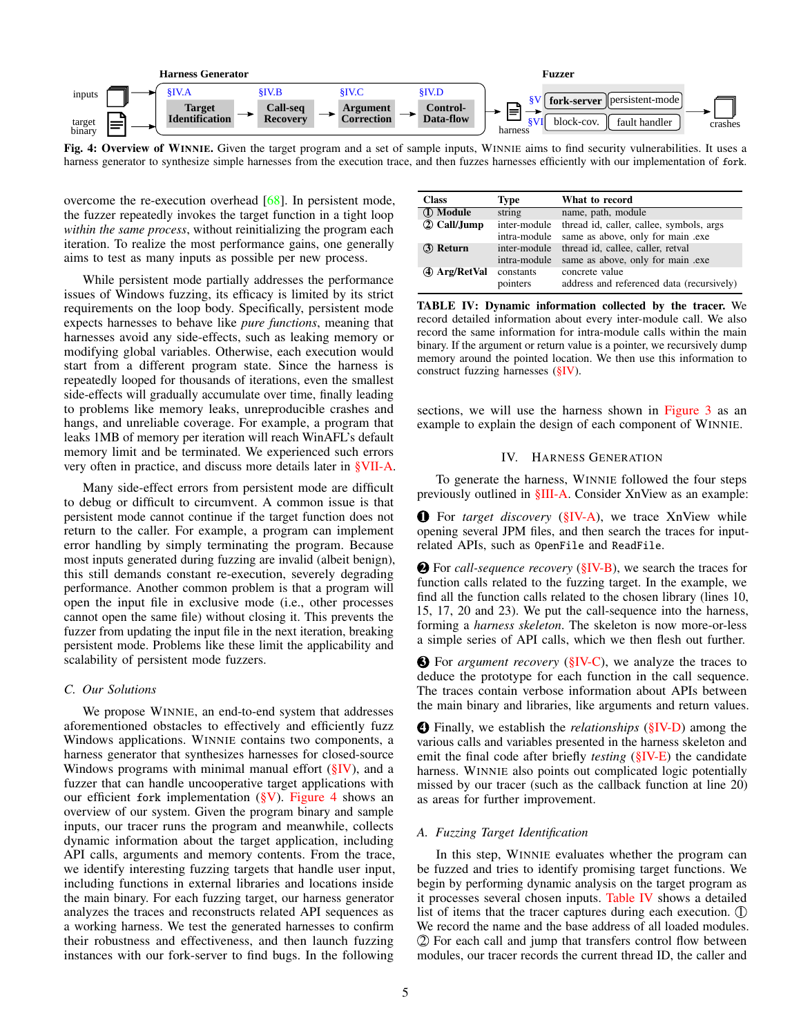**Fig. 4: Overview of WINNIE.** Given the target program and a set of sample inputs, WINNIE aims to find security vulnerabilities. It uses a harness generator to synthesize simple harnesses from the execution trace, and then fuzzes harnesses efficiently with our implementation of `fork`.

overcome the re-execution overhead [68]. In persistent mode, the fuzzer repeatedly invokes the target function in a tight loop *within the same process*, without reinitializing the program each iteration. To realize the most performance gains, one generally aims to test as many inputs as possible per new process.

While persistent mode partially addresses the performance issues of Windows fuzzing, its efficacy is limited by its strict requirements on the loop body. Specifically, persistent mode expects harnesses to behave like *pure functions*, meaning that harnesses avoid any side-effects, such as leaking memory or modifying global variables. Otherwise, each execution would start from a different program state. Since the harness is repeatedly looped for thousands of iterations, even the smallest side-effects will gradually accumulate over time, finally leading to problems like memory leaks, unreproducible crashes and hangs, and unreliable coverage. For example, a program that leaks 1MB of memory per iteration will reach WinAFL's default memory limit and be terminated. We experienced such errors very often in practice, and discuss more details later in §VII-A.

Many side-effect errors from persistent mode are difficult to debug or difficult to circumvent. A common issue is that persistent mode cannot continue if the target function does not return to the caller. For example, a program can implement error handling by simply terminating the program. Because most inputs generated during fuzzing are invalid (albeit benign), this still demands constant re-execution, severely degrading performance. Another common problem is that a program will open the input file in exclusive mode (i.e., other processes cannot open the same file) without closing it. This prevents the fuzzer from updating the input file in the next iteration, breaking persistent mode. Problems like these limit the applicability and scalability of persistent mode fuzzers.

### C. Our Solutions

We propose WINNIE, an end-to-end system that addresses aforementioned obstacles to effectively and efficiently fuzz Windows applications. WINNIE contains two components, a harness generator that synthesizes harnesses for closed-source Windows programs with minimal manual effort (§IV), and a fuzzer that can handle uncooperative target applications with our efficient `fork` implementation (§V). Figure 4 shows an overview of our system. Given the program binary and sample inputs, our tracer runs the program and meanwhile, collects dynamic information about the target application, including API calls, arguments and memory contents. From the trace, we identify interesting fuzzing targets that handle user input, including functions in external libraries and locations inside the main binary. For each fuzzing target, our harness generator analyzes the traces and reconstructs related API sequences as a working harness. We test the generated harnesses to confirm their robustness and effectiveness, and then launch fuzzing instances with our fork-server to find bugs. In the following sections, we will use the harness shown in Figure 3 as an example to explain the design of each component of WINNIE.

| Class | Type | What to record |
|---|---|---|
| ① Module | string | name, path, module |
| ② Call/Jump | inter-module | thread id, caller, callee, symbols, args |
| | intra-module | same as above, only for main .exe |
| ③ Return | inter-module | thread id, callee, caller, retval |
| | intra-module | same as above, only for main .exe |
| ④ Arg/RetVal | constants | concrete value |
| | pointers | address and referenced data (recursively) |

**TABLE IV: Dynamic information collected by the tracer.** We record detailed information about every inter-module call. We also record the same information for intra-module calls within the main binary. If the argument or return value is a pointer, we recursively dump memory around the pointed location. We then use this information to construct fuzzing harnesses (§IV).

## IV. HARNESS GENERATION

To generate the harness, WINNIE followed the four steps previously outlined in §III-A. Consider XnView as an example:

❶ For *target discovery* (§IV-A), we trace XnView while opening several JPM files, and then search the traces for input-related APIs, such as `OpenFile` and `ReadFile`.

❷ For *call-sequence recovery* (§IV-B), we search the traces for function calls related to the fuzzing target. In the example, we find all the function calls related to the chosen library (lines 10, 15, 17, 20 and 23). We put the call-sequence into the harness, forming a *harness skeleton*. The skeleton is now more-or-less a simple series of API calls, which we then flesh out further.

❸ For *argument recovery* (§IV-C), we analyze the traces to deduce the prototype for each function in the call sequence. The traces contain verbose information about APIs between the main binary and libraries, like arguments and return values.

❹ Finally, we establish the *relationships* (§IV-D) among the various calls and variables presented in the harness skeleton and emit the final code after briefly *testing* (§IV-E) the candidate harness. WINNIE also points out complicated logic potentially missed by our tracer (such as the callback function at line 20) as areas for further improvement.

### A. Fuzzing Target Identification

In this step, WINNIE evaluates whether the program can be fuzzed and tries to identify promising target functions. We begin by performing dynamic analysis on the target program as it processes several chosen inputs. Table IV shows a detailed list of items that the tracer captures during each execution. ① We record the name and the base address of all loaded modules. ② For each call and jump that transfers control flow between modules, our tracer records the current thread ID, the caller and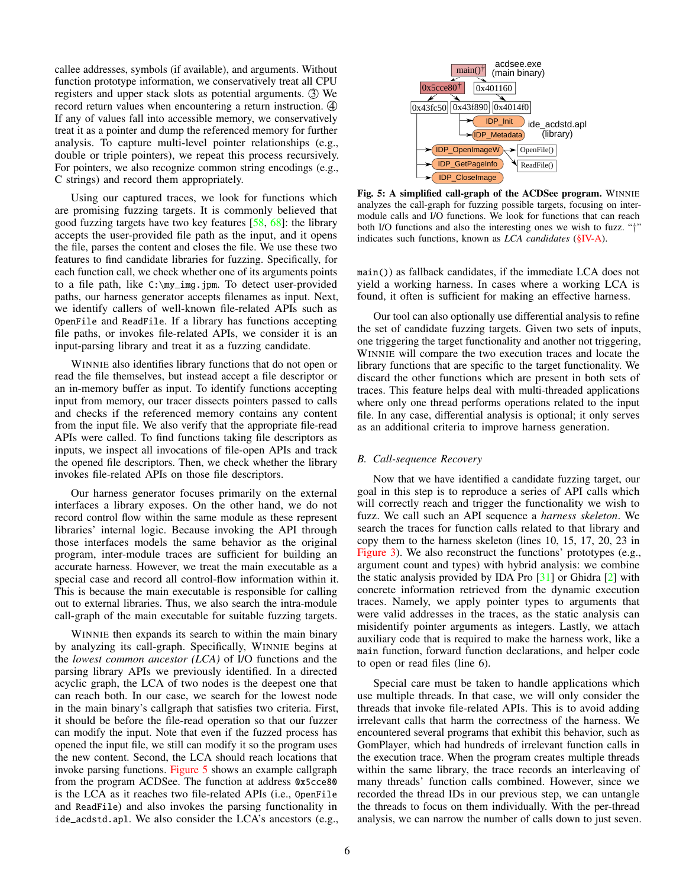callee addresses, symbols (if available), and arguments. Without function prototype information, we conservatively treat all CPU registers and upper stack slots as potential arguments. ③ We record return values when encountering a return instruction. ④ If any of values fall into accessible memory, we conservatively treat it as a pointer and dump the referenced memory for further analysis. To capture multi-level pointer relationships (e.g., double or triple pointers), we repeat this process recursively. For pointers, we also recognize common string encodings (e.g., C strings) and record them appropriately.

Using our captured traces, we look for functions which are promising fuzzing targets. It is commonly believed that good fuzzing targets have two key features [58, 68]: the library accepts the user-provided file path as the input, and it opens the file, parses the content and closes the file. We use these two features to find candidate libraries for fuzzing. Specifically, for each function call, we check whether one of its arguments points to a file path, like `C:\my_img.jpm`. To detect user-provided paths, our harness generator accepts filenames as input. Next, we identify callers of well-known file-related APIs such as `OpenFile` and `ReadFile`. If a library has functions accepting file paths, or invokes file-related APIs, we consider it is an input-parsing library and treat it as a fuzzing candidate.

WINNIE also identifies library functions that do not open or read the file themselves, but instead accept a file descriptor or an in-memory buffer as input. To identify functions accepting input from memory, our tracer dissects pointers passed to calls and checks if the referenced memory contains any content from the input file. We also verify that the appropriate file-read APIs were called. To find functions taking file descriptors as inputs, we inspect all invocations of file-open APIs and track the opened file descriptors. Then, we check whether the library invokes file-related APIs on those file descriptors.

Our harness generator focuses primarily on the external interfaces a library exposes. On the other hand, we do not record control flow within the same module as these represent libraries' internal logic. Because invoking the API through those interfaces models the same behavior as the original program, inter-module traces are sufficient for building an accurate harness. However, we treat the main executable as a special case and record all control-flow information within it. This is because the main executable is responsible for calling out to external libraries. Thus, we also search the intra-module call-graph of the main executable for suitable fuzzing targets.

WINNIE then expands its search to within the main binary by analyzing its call-graph. Specifically, WINNIE begins at the *lowest common ancestor (LCA)* of I/O functions and the parsing library APIs we previously identified. In a directed acyclic graph, the LCA of two nodes is the deepest one that can reach both. In our case, we search for the lowest node in the main binary's callgraph that satisfies two criteria. First, it should be before the file-read operation so that our fuzzer can modify the input. Note that even if the fuzzed process has opened the input file, we still can modify it so the program uses the new content. Second, the LCA should reach locations that invoke parsing functions. Figure 5 shows an example callgraph from the program ACDSee. The function at address `0x5cce80` is the LCA as it reaches two file-related APIs (i.e., `OpenFile` and `ReadFile`) and also invokes the parsing functionality in `ide_acdstd.apl`. We also consider the LCA's ancestors (e.g., `main()`) as fallback candidates, if the immediate LCA does not yield a working harness. In cases where a working LCA is found, it often is sufficient for making an effective harness.

**Fig. 5: A simplified call-graph of the ACDSee program.** WINNIE analyzes the call-graph for fuzzing possible targets, focusing on inter-module calls and I/O functions. We look for functions that can reach both I/O functions and also the interesting ones we wish to fuzz. "†" indicates such functions, known as *LCA candidates* (§IV-A).

Our tool can also optionally use differential analysis to refine the set of candidate fuzzing targets. Given two sets of inputs, one triggering the target functionality and another not triggering, WINNIE will compare the two execution traces and locate the library functions that are specific to the target functionality. We discard the other functions which are present in both sets of traces. This feature helps deal with multi-threaded applications where only one thread performs operations related to the input file. In any case, differential analysis is optional; it only serves as an additional criteria to improve harness generation.

### B. Call-sequence Recovery

Now that we have identified a candidate fuzzing target, our goal in this step is to reproduce a series of API calls which will correctly reach and trigger the functionality we wish to fuzz. We call such an API sequence a *harness skeleton*. We search the traces for function calls related to that library and copy them to the harness skeleton (lines 10, 15, 17, 20, 23 in Figure 3). We also reconstruct the functions' prototypes (e.g., argument count and types) with hybrid analysis: we combine the static analysis provided by IDA Pro [31] or Ghidra [2] with concrete information retrieved from the dynamic execution traces. Namely, we apply pointer types to arguments that were valid addresses in the traces, as the static analysis can misidentify pointer arguments as integers. Lastly, we attach auxiliary code that is required to make the harness work, like a `main` function, forward function declarations, and helper code to open or read files (line 6).

Special care must be taken to handle applications which use multiple threads. In that case, we will only consider the threads that invoke file-related APIs. This is to avoid adding irrelevant calls that harm the correctness of the harness. We encountered several programs that exhibit this behavior, such as GomPlayer, which had hundreds of irrelevant function calls in the execution trace. When the program creates multiple threads within the same library, the trace records an interleaving of many threads' function calls combined. However, since we recorded the thread IDs in our previous step, we can untangle the threads to focus on them individually. With the per-thread analysis, we can narrow the number of calls down to just seven.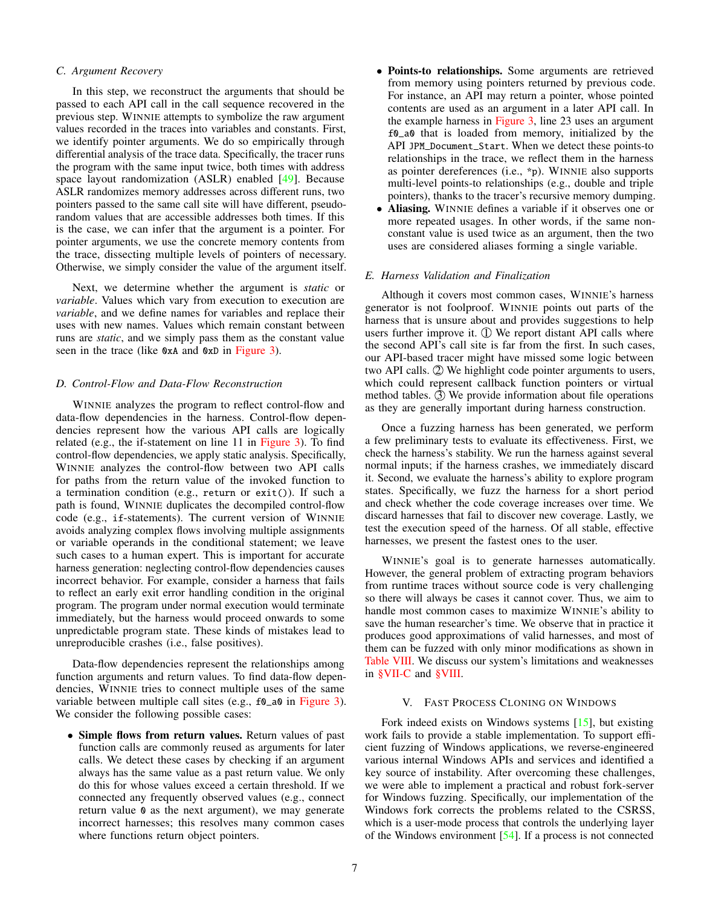### C. Argument Recovery

In this step, we reconstruct the arguments that should be passed to each API call in the call sequence recovered in the previous step. WINNIE attempts to symbolize the raw argument values recorded in the traces into variables and constants. First, we identify pointer arguments. We do so empirically through differential analysis of the trace data. Specifically, the tracer runs the program with the same input twice, both times with address space layout randomization (ASLR) enabled [49]. Because ASLR randomizes memory addresses across different runs, two pointers passed to the same call site will have different, pseudo-random values that are accessible addresses both times. If this is the case, we can infer that the argument is a pointer. For pointer arguments, we use the concrete memory contents from the trace, dissecting multiple levels of pointers of necessary. Otherwise, we simply consider the value of the argument itself.

Next, we determine whether the argument is *static* or *variable*. Values which vary from execution to execution are *variable*, and we define names for variables and replace their uses with new names. Values which remain constant between runs are *static*, and we simply pass them as the constant value seen in the trace (like `0xA` and `0xD` in Figure 3).

### D. Control-Flow and Data-Flow Reconstruction

WINNIE analyzes the program to reflect control-flow and data-flow dependencies in the harness. Control-flow dependencies represent how the various API calls are logically related (e.g., the if-statement on line 11 in Figure 3). To find control-flow dependencies, we apply static analysis. Specifically, WINNIE analyzes the control-flow between two API calls for paths from the return value of the invoked function to a termination condition (e.g., `return` or `exit()`). If such a path is found, WINNIE duplicates the decompiled control-flow code (e.g., `if`-statements). The current version of WINNIE avoids analyzing complex flows involving multiple assignments or variable operands in the conditional statement; we leave such cases to a human expert. This is important for accurate harness generation: neglecting control-flow dependencies causes incorrect behavior. For example, consider a harness that fails to reflect an early exit error handling condition in the original program. The program under normal execution would terminate immediately, but the harness would proceed onwards to some unpredictable program state. These kinds of mistakes lead to unreproducible crashes (i.e., false positives).

Data-flow dependencies represent the relationships among function arguments and return values. To find data-flow dependencies, WINNIE tries to connect multiple uses of the same variable between multiple call sites (e.g., `f0_a0` in Figure 3). We consider the following possible cases:

- **Simple flows from return values.** Return values of past function calls are commonly reused as arguments for later calls. We detect these cases by checking if an argument always has the same value as a past return value. We only do this for whose values exceed a certain threshold. If we connected any frequently observed values (e.g., connect return value `0` as the next argument), we may generate incorrect harnesses; this resolves many common cases where functions return object pointers.
- **Points-to relationships.** Some arguments are retrieved from memory using pointers returned by previous code. For instance, an API may return a pointer, whose pointed contents are used as an argument in a later API call. In the example harness in Figure 3, line 23 uses an argument `f0_a0` that is loaded from memory, initialized by the API `JPM_Document_Start`. When we detect these points-to relationships in the trace, we reflect them in the harness as pointer dereferences (i.e., `*p`). WINNIE also supports multi-level points-to relationships (e.g., double and triple pointers), thanks to the tracer's recursive memory dumping.
- **Aliasing.** WINNIE defines a variable if it observes one or more repeated usages. In other words, if the same non-constant value is used twice as an argument, then the two uses are considered aliases forming a single variable.

### E. Harness Validation and Finalization

Although it covers most common cases, WINNIE's harness generator is not foolproof. WINNIE points out parts of the harness that is unsure about and provides suggestions to help users further improve it. ① We report distant API calls where the second API's call site is far from the first. In such cases, our API-based tracer might have missed some logic between two API calls. ② We highlight code pointer arguments to users, which could represent callback function pointers or virtual method tables. ③ We provide information about file operations as they are generally important during harness construction.

Once a fuzzing harness has been generated, we perform a few preliminary tests to evaluate its effectiveness. First, we check the harness's stability. We run the harness against several normal inputs; if the harness crashes, we immediately discard it. Second, we evaluate the harness's ability to explore program states. Specifically, we fuzz the harness for a short period and check whether the code coverage increases over time. We discard harnesses that fail to discover new coverage. Lastly, we test the execution speed of the harness. Of all stable, effective harnesses, we present the fastest ones to the user.

WINNIE's goal is to generate harnesses automatically. However, the general problem of extracting program behaviors from runtime traces without source code is very challenging so there will always be cases it cannot cover. Thus, we aim to handle most common cases to maximize WINNIE's ability to save the human researcher's time. We observe that in practice it produces good approximations of valid harnesses, and most of them can be fuzzed with only minor modifications as shown in Table VIII. We discuss our system's limitations and weaknesses in §VII-C and §VIII.

## V. FAST PROCESS CLONING ON WINDOWS

Fork indeed exists on Windows systems [15], but existing work fails to provide a stable implementation. To support efficient fuzzing of Windows applications, we reverse-engineered various internal Windows APIs and services and identified a key source of instability. After overcoming these challenges, we were able to implement a practical and robust fork-server for Windows fuzzing. Specifically, our implementation of the Windows fork corrects the problems related to the CSRSS, which is a user-mode process that controls the underlying layer of the Windows environment [54]. If a process is not connected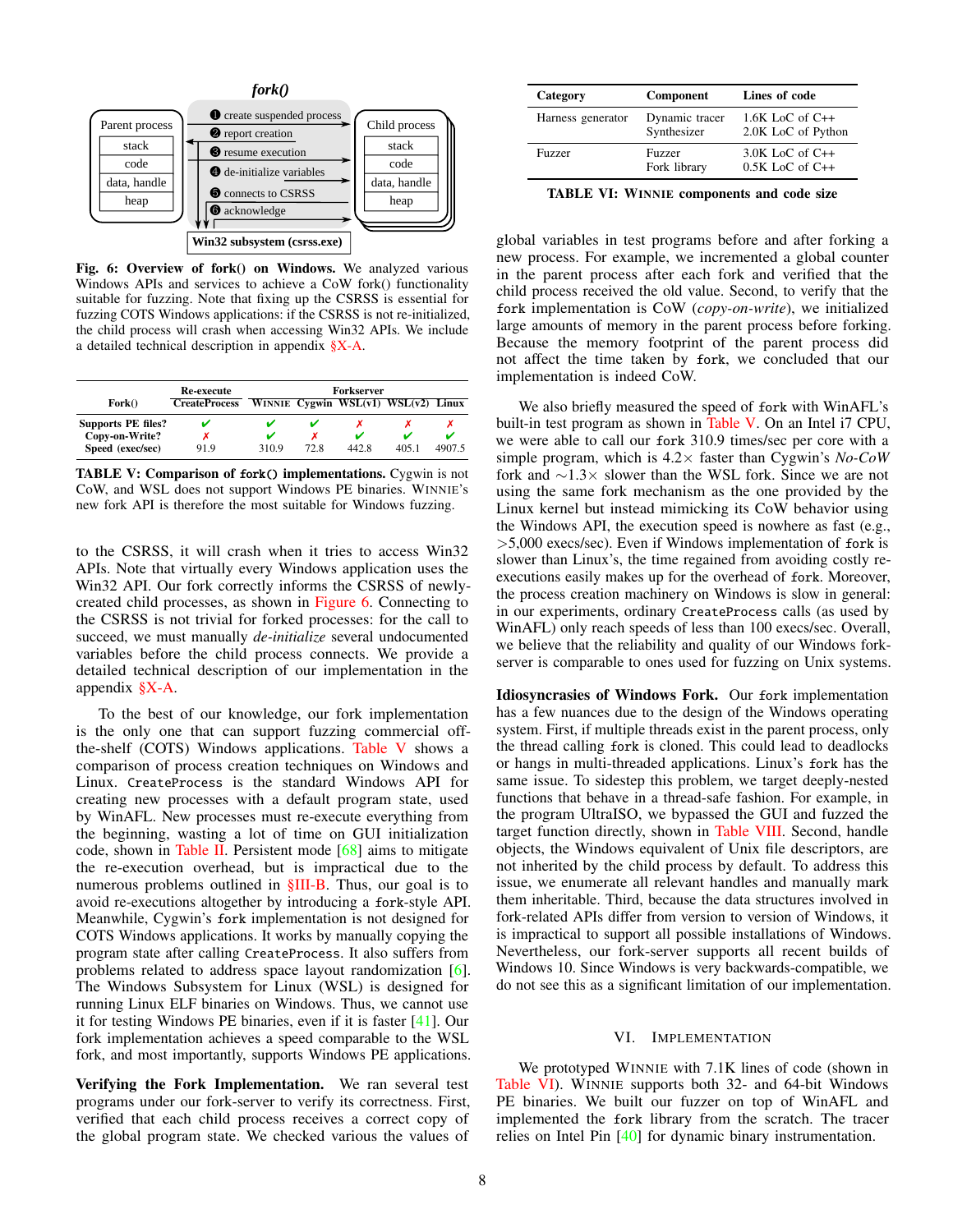**Fig. 6: Overview of fork() on Windows.** We analyzed various Windows APIs and services to achieve a CoW fork() functionality suitable for fuzzing. Note that fixing up the CSRSS is essential for fuzzing COTS Windows applications: if the CSRSS is not re-initialized, the child process will crash when accessing Win32 APIs. We include a detailed technical description in appendix §X-A.

| Fork() | Re-execute CreateProcess | Forkserver WINNIE | Cygwin | WSL(v1) | WSL(v2) | Linux |
|---|---|---|---|---|---|---|
| Supports PE files? | ✔ | ✔ | ✔ | ✗ | ✗ | ✗ |
| Copy-on-Write? | ✗ | ✔ | ✗ | ✔ | ✔ | ✔ |
| Speed (exec/sec) | 91.9 | 310.9 | 72.8 | 442.8 | 405.1 | 4907.5 |

TABLE V: **Comparison of `fork()` implementations.** Cygwin is not CoW, and WSL does not support Windows PE binaries. WINNIE's new fork API is therefore the most suitable for Windows fuzzing.

to the CSRSS, it will crash when it tries to access Win32 APIs. Note that virtually every Windows application uses the Win32 API. Our fork correctly informs the CSRSS of newly-created child processes, as shown in Figure 6. Connecting to the CSRSS is not trivial for forked processes: for the call to succeed, we must manually *de-initialize* several undocumented variables before the child process connects. We provide a detailed technical description of our implementation in the appendix §X-A.

To the best of our knowledge, our fork implementation is the only one that can support fuzzing commercial off-the-shelf (COTS) Windows applications. Table V shows a comparison of process creation techniques on Windows and Linux. `CreateProcess` is the standard Windows API for creating new processes with a default program state, used by WinAFL. New processes must re-execute everything from the beginning, wasting a lot of time on GUI initialization code, shown in Table II. Persistent mode [68] aims to mitigate the re-execution overhead, but is impractical due to the numerous problems outlined in §III-B. Thus, our goal is to avoid re-executions altogether by introducing a `fork`-style API. Meanwhile, Cygwin's `fork` implementation is not designed for COTS Windows applications. It works by manually copying the program state after calling `CreateProcess`. It also suffers from problems related to address space layout randomization [6]. The Windows Subsystem for Linux (WSL) is designed for running Linux ELF binaries on Windows. Thus, we cannot use it for testing Windows PE binaries, even if it is faster [41]. Our fork implementation achieves a speed comparable to the WSL fork, and most importantly, supports Windows PE applications.

**Verifying the Fork Implementation.** We ran several test programs under our fork-server to verify its correctness. First, verified that each child process receives a correct copy of the global program state. We checked various the values of global variables in test programs before and after forking a new process. For example, we incremented a global counter in the parent process after each fork and verified that the child process received the old value. Second, to verify that the `fork` implementation is CoW (*copy-on-write*), we initialized large amounts of memory in the parent process before forking. Because the memory footprint of the parent process did not affect the time taken by `fork`, we concluded that our implementation is indeed CoW.

We also briefly measured the speed of `fork` with WinAFL's built-in test program as shown in Table V. On an Intel i7 CPU, we were able to call our `fork` 310.9 times/sec per core with a simple program, which is 4.2× faster than Cygwin's *No-CoW* fork and ∼1.3× slower than the WSL fork. Since we are not using the same fork mechanism as the one provided by the Linux kernel but instead mimicking its CoW behavior using the Windows API, the execution speed is nowhere as fast (e.g., >5,000 execs/sec). Even if Windows implementation of `fork` is slower than Linux's, the time regained from avoiding costly re-executions easily makes up for the overhead of `fork`. Moreover, the process creation machinery on Windows is slow in general: in our experiments, ordinary `CreateProcess` calls (as used by WinAFL) only reach speeds of less than 100 execs/sec. Overall, we believe that the reliability and quality of our Windows fork-server is comparable to ones used for fuzzing on Unix systems.

**Idiosyncrasies of Windows Fork.** Our `fork` implementation has a few nuances due to the design of the Windows operating system. First, if multiple threads exist in the parent process, only the thread calling `fork` is cloned. This could lead to deadlocks or hangs in multi-threaded applications. Linux's `fork` has the same issue. To sidestep this problem, we target deeply-nested functions that behave in a thread-safe fashion. For example, in the program UltraISO, we bypassed the GUI and fuzzed the target function directly, shown in Table VIII. Second, handle objects, the Windows equivalent of Unix file descriptors, are not inherited by the child process by default. To address this issue, we enumerate all relevant handles and manually mark them inheritable. Third, because the data structures involved in fork-related APIs differ from version to version of Windows, it is impractical to support all possible installations of Windows. Nevertheless, our fork-server supports all recent builds of Windows 10. Since Windows is very backwards-compatible, we do not see this as a significant limitation of our implementation.

| Category | Component | Lines of code |
|---|---|---|
| Harness generator | Dynamic tracer<br>Synthesizer | 1.6K LoC of C++<br>2.0K LoC of Python |
| Fuzzer | Fuzzer<br>Fork library | 3.0K LoC of C++<br>0.5K LoC of C++ |

TABLE VI: **WINNIE components and code size**

## VI. IMPLEMENTATION

We prototyped WINNIE with 7.1K lines of code (shown in Table VI). WINNIE supports both 32- and 64-bit Windows PE binaries. We built our fuzzer on top of WinAFL and implemented the `fork` library from the scratch. The tracer relies on Intel Pin [40] for dynamic binary instrumentation.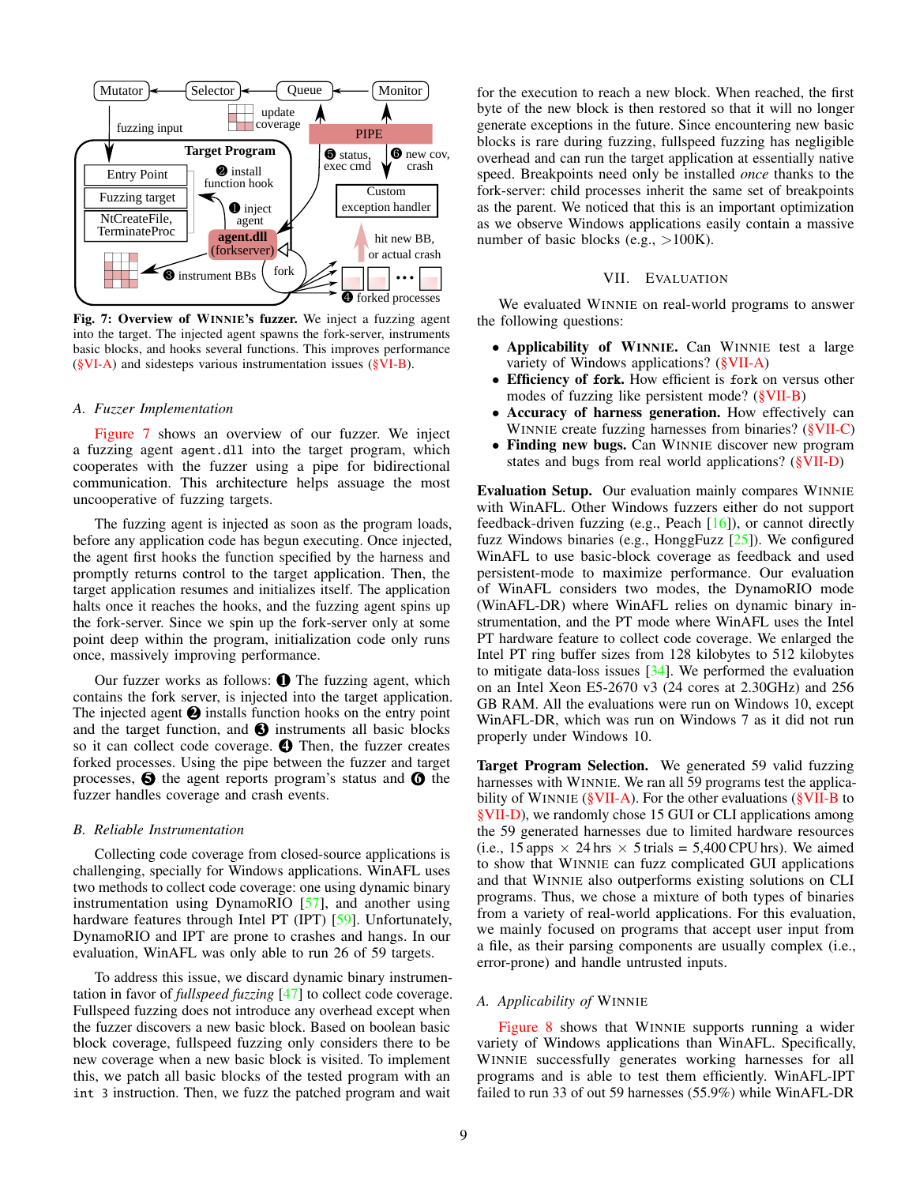Fig. 7: **Overview of WINNIE's fuzzer.** We inject a fuzzing agent into the target. The injected agent spawns the fork-server, instruments basic blocks, and hooks several functions. This improves performance (§VI-A) and sidesteps various instrumentation issues (§VI-B).

### A. Fuzzer Implementation

Figure 7 shows an overview of our fuzzer. We inject a fuzzing agent `agent.dll` into the target program, which cooperates with the fuzzer using a pipe for bidirectional communication. This architecture helps assuage the most uncooperative of fuzzing targets.

The fuzzing agent is injected as soon as the program loads, before any application code has begun executing. Once injected, the agent first hooks the function specified by the harness and promptly returns control to the target application. Then, the target application resumes and initializes itself. The application halts once it reaches the hooks, and the fuzzing agent spins up the fork-server. Since we spin up the fork-server only at some point deep within the program, initialization code only runs once, massively improving performance.

Our fuzzer works as follows: ❶ The fuzzing agent, which contains the fork server, is injected into the target application. The injected agent ❷ installs function hooks on the entry point and the target function, and ❸ instruments all basic blocks so it can collect code coverage. ❹ Then, the fuzzer creates forked processes. Using the pipe between the fuzzer and target processes, ❺ the agent reports program's status and ❻ the fuzzer handles coverage and crash events.

### B. Reliable Instrumentation

Collecting code coverage from closed-source applications is challenging, specially for Windows applications. WinAFL uses two methods to collect code coverage: one using dynamic binary instrumentation using DynamoRIO [57], and another using hardware features through Intel PT (IPT) [59]. Unfortunately, DynamoRIO and IPT are prone to crashes and hangs. In our evaluation, WinAFL was only able to run 26 of 59 targets.

To address this issue, we discard dynamic binary instrumentation in favor of *fullspeed fuzzing* [47] to collect code coverage. Fullspeed fuzzing does not introduce any overhead except when the fuzzer discovers a new basic block. Based on boolean basic block coverage, fullspeed fuzzing only considers there to be new coverage when a new basic block is visited. To implement this, we patch all basic blocks of the tested program with an `int 3` instruction. Then, we fuzz the patched program and wait for the execution to reach a new block. When reached, the first byte of the new block is then restored so that it will no longer generate exceptions in the future. Since encountering new basic blocks is rare during fuzzing, fullspeed fuzzing has negligible overhead and can run the target application at essentially native speed. Breakpoints need only be installed *once* thanks to the fork-server: child processes inherit the same set of breakpoints as the parent. We noticed that this is an important optimization as we observe Windows applications easily contain a massive number of basic blocks (e.g., >100K).

## VII. EVALUATION

We evaluated WINNIE on real-world programs to answer the following questions:

- **Applicability of WINNIE.** Can WINNIE test a large variety of Windows applications? (§VII-A)
- **Efficiency of new bugs.** How efficient is `fork` on versus other modes of fuzzing like persistent mode? (§VII-B)
- **Accuracy of harness generation.** How effectively can WINNIE create fuzzing harnesses from binaries? (§VII-C)
- **Finding new bugs.** Can WINNIE discover new program states and bugs from real world applications? (§VII-D)

**Evaluation Setup.** Our evaluation mainly compares WINNIE with WinAFL. Other Windows fuzzers either do not support feedback-driven fuzzing (e.g., Peach [16]), or cannot directly fuzz Windows binaries (e.g., HonggFuzz [25]). We configured WinAFL to use basic-block coverage as feedback and used persistent-mode to maximize performance. Our evaluation of WinAFL considers two modes, the DynamoRIO mode (WinAFL-DR) where WinAFL relies on dynamic binary instrumentation, and the PT mode where WinAFL uses the Intel PT hardware feature to collect code coverage. We enlarged the Intel PT ring buffer sizes from 128 kilobytes to 512 kilobytes to mitigate data-loss issues [34]. We performed the evaluation on an Intel Xeon E5-2670 v3 (24 cores at 2.30GHz) and 256 GB RAM. All the evaluations were run on Windows 10, except WinAFL-DR, which was run on Windows 7 as it did not run properly under Windows 10.

**Target Program Selection.** We generated 59 valid fuzzing harnesses with WINNIE. We ran all 59 programs test the applicability of WINNIE (§VII-A). For the other evaluations (§VII-B to §VII-D), we randomly chose 15 GUI or CLI applications among the 59 generated harnesses due to limited hardware resources (i.e., 15 apps × 24 hrs × 5 trials = 5,400 CPU hrs). We aimed to show that WINNIE can fuzz complicated GUI applications and that WINNIE also outperforms existing solutions on CLI programs. Thus, we chose a mixture of both types of binaries from a variety of real-world applications. For this evaluation, we mainly focused on programs that accept user input from a file, as their parsing components are usually complex (i.e., error-prone) and handle untrusted inputs.

### A. Applicability of WINNIE

Figure 8 shows that WINNIE supports running a wider variety of Windows applications than WinAFL. Specifically, WINNIE successfully generates working harnesses for all programs and is able to test them efficiently. WinAFL-IPT failed to run 33 of out 59 harnesses (55.9%) while WinAFL-DR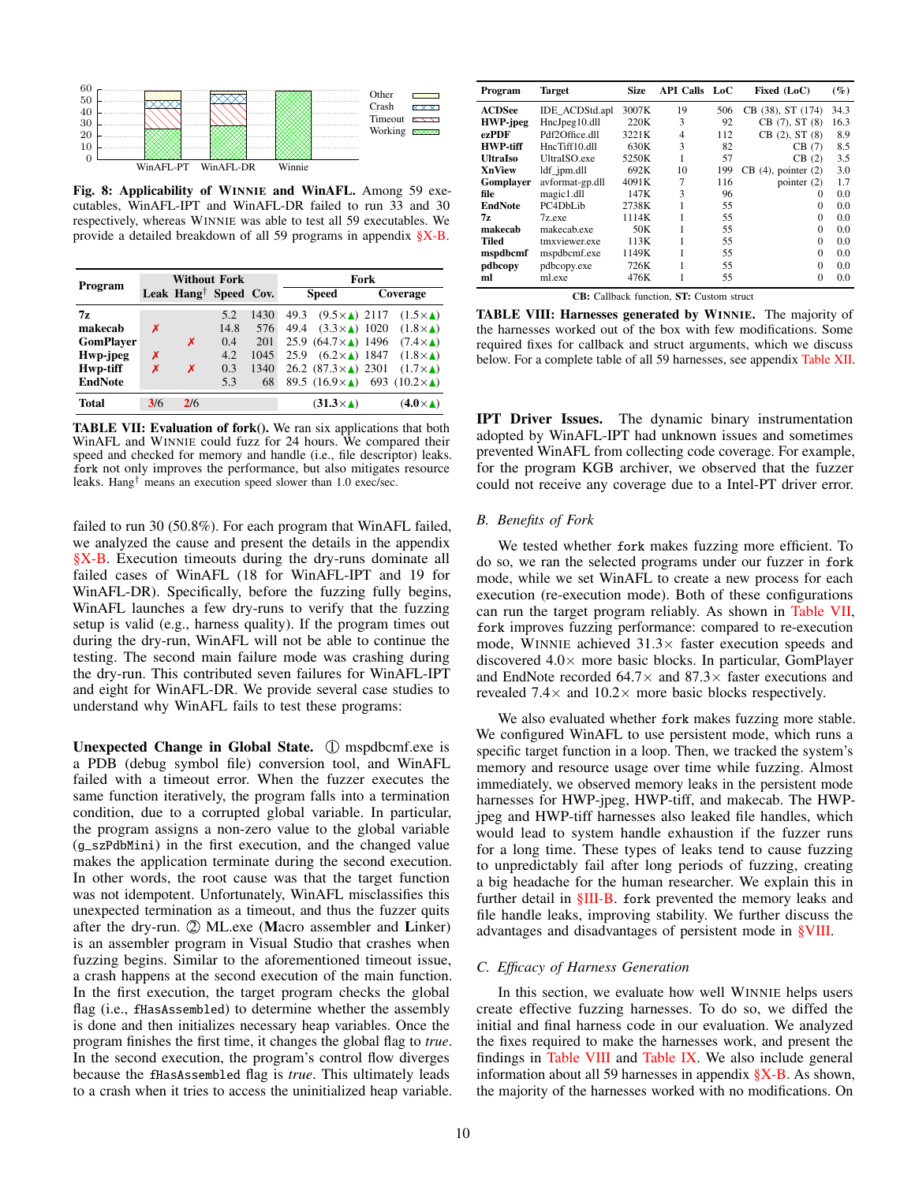Fig. 8: **Applicability of WINNIE and WinAFL.** Among 59 executables, WinAFL-IPT and WinAFL-DR failed to run 33 and 30 respectively, whereas WINNIE was able to test all 59 executables. We provide a detailed breakdown of all 59 programs in appendix §X-B.

| Program | Without Fork | | | | Fork | |
|---|---|---|---|---|---|---|
| | Leak | Hang† | Speed | Cov. | Speed | Coverage |
| 7z | | | 5.2 | 1430 | 49.3 (9.5×▲) | 2117 (1.5×▲) |
| makecab | ✗ | | 14.8 | 576 | 49.4 (3.3×▲) | 1020 (1.8×▲) |
| GomPlayer | | ✗ | 0.4 | 201 | 25.9 (64.7×▲) | 1496 (7.4×▲) |
| Hwp-jpeg | ✗ | | 4.2 | 1045 | 25.9 (6.2×▲) | 1847 (1.8×▲) |
| Hwp-tiff | ✗ | ✗ | 0.3 | 1340 | 26.2 (87.3×▲) | 2301 (1.7×▲) |
| EndNote | | | 5.3 | 68 | 89.5 (16.9×▲) | 693 (10.2×▲) |
| **Total** | 3/6 | 2/6 | | | (31.3×▲) | (4.0×▲) |

TABLE VII: **Evaluation of fork().** We ran six applications that both WinAFL and WINNIE could fuzz for 24 hours. We compared their speed and checked for memory and handle (i.e., file descriptor) leaks. `fork` not only improves the performance, but also mitigates resource leaks. Hang† means an execution speed slower than 1.0 exec/sec.

failed to run 30 (50.8%). For each program that WinAFL failed, we analyzed the cause and present the details in the appendix §X-B. Execution timeouts during the dry-runs dominate all failed cases of WinAFL (18 for WinAFL-IPT and 19 for WinAFL-DR). Specifically, before the fuzzing fully begins, WinAFL launches a few dry-runs to verify that the fuzzing setup is valid (e.g., harness quality). If the program times out during the dry-run, WinAFL will not be able to continue the testing. The second main failure mode was crashing during the dry-run. This contributed seven failures for WinAFL-IPT and eight for WinAFL-DR. We provide several case studies to understand why WinAFL fails to test these programs:

**Unexpected Change in Global State.** ① mspdbcmf.exe is a PDB (debug symbol file) conversion tool, and WinAFL failed with a timeout error. When the fuzzer executes the same function iteratively, the program falls into a termination condition, due to a corrupted global variable. In particular, the program assigns a non-zero value to the global variable (`g_szPdbMini`) in the first execution, and the changed value makes the application terminate during the second execution. In other words, the root cause was that the target function was not idempotent. Unfortunately, WinAFL misclassifies this unexpected termination as a timeout, and thus the fuzzer quits after the dry-run. ② ML.exe (**M**acro assembler and **L**inker) is an assembler program in Visual Studio that crashes when fuzzing begins. Similar to the aforementioned timeout issue, a crash happens at the second execution of the main function. In the first execution, the target program checks the global flag (i.e., `fHasAssembled`) to determine whether the assembly is done and then initializes necessary heap variables. Once the program finishes the first time, it changes the global flag to *true*. In the second execution, the program's control flow diverges because the `fHasAssembled` flag is *true*. This ultimately leads to a crash when it tries to access the uninitialized heap variable.

| Program | Target | Size | API Calls | LoC | Fixed (LoC) | (%) |
|---|---|---|---|---|---|---|
| ACDSee | IDE_ACDStd.apl | 3007K | 19 | 506 | CB (38), ST (174) | 34.3 |
| HWP-jpeg | HncJpeg10.dll | 220K | 3 | 92 | CB (7), ST (8) | 16.3 |
| ezPDF | Pdf2Office.dll | 3221K | 4 | 112 | CB (2), ST (8) | 8.9 |
| HWP-tiff | HncTiff10.dll | 630K | 3 | 82 | CB (7) | 8.5 |
| UltraIso | UltraISO.exe | 5250K | 1 | 57 | CB (2) | 3.5 |
| XnView | ldf_jpm.dll | 692K | 10 | 199 | CB (4), pointer (2) | 3.0 |
| Gomplayer | avformat-gp.dll | 4091K | 7 | 116 | pointer (2) | 1.7 |
| file | magic1.dll | 147K | 3 | 96 | 0 | 0.0 |
| EndNote | PC4DbLib | 2738K | 1 | 55 | 0 | 0.0 |
| 7z | 7z.exe | 1114K | 1 | 55 | 0 | 0.0 |
| makecab | makecab.exe | 50K | 1 | 55 | 0 | 0.0 |
| Tiled | tmxviewer.exe | 113K | 1 | 55 | 0 | 0.0 |
| mspdbcmf | mspdbcmf.exe | 1149K | 1 | 55 | 0 | 0.0 |
| pdbcopy | pdbcopy.exe | 726K | 1 | 55 | 0 | 0.0 |
| ml | ml.exe | 476K | 1 | 55 | 0 | 0.0 |

**CB:** Callback function, **ST:** Custom struct

TABLE VIII: **Harnesses generated by WINNIE.** The majority of the harnesses worked out of the box with few modifications. Some required fixes for callback and struct arguments, which we discuss below. For a complete table of all 59 harnesses, see appendix Table XII.

**IPT Driver Issues.** The dynamic binary instrumentation adopted by WinAFL-IPT had unknown issues and sometimes prevented WinAFL from collecting code coverage. For example, for the program KGB archiver, we observed that the fuzzer could not receive any coverage due to a Intel-PT driver error.

### *B. Benefits of Fork*

We tested whether `fork` makes fuzzing more efficient. To do so, we ran the selected programs under our fuzzer in `fork` mode, while we set WinAFL to create a new process for each execution (re-execution mode). Both of these configurations can run the target program reliably. As shown in Table VII, `fork` improves fuzzing performance: compared to re-execution mode, WINNIE achieved 31.3× faster execution speeds and discovered 4.0× more basic blocks. In particular, GomPlayer and EndNote recorded 64.7× and 87.3× faster executions and revealed 7.4× and 10.2× more basic blocks respectively.

We also evaluated whether `fork` makes fuzzing more stable. We configured WinAFL to use persistent mode, which runs a specific target function in a loop. Then, we tracked the system's memory and resource usage over time while fuzzing. Almost immediately, we observed memory leaks in the persistent mode harnesses for HWP-jpeg, HWP-tiff, and makecab. The HWP-jpeg and HWP-tiff harnesses also leaked file handles, which would lead to system handle exhaustion if the fuzzer runs for a long time. These types of leaks tend to cause fuzzing to unpredictably fail after long periods of fuzzing, creating a big headache for the human researcher. We explain this in further detail in §III-B. `fork` prevented the memory leaks and file handle leaks, improving stability. We further discuss the advantages and disadvantages of persistent mode in §VIII.

### *C. Efficacy of Harness Generation*

In this section, we evaluate how well WINNIE helps users create effective fuzzing harnesses. To do so, we diffed the initial and final harness code in our evaluation. We analyzed the fixes required to make the harnesses work, and present the findings in Table VIII and Table IX. We also include general information about all 59 harnesses in appendix §X-B. As shown, the majority of the harnesses worked with no modifications. On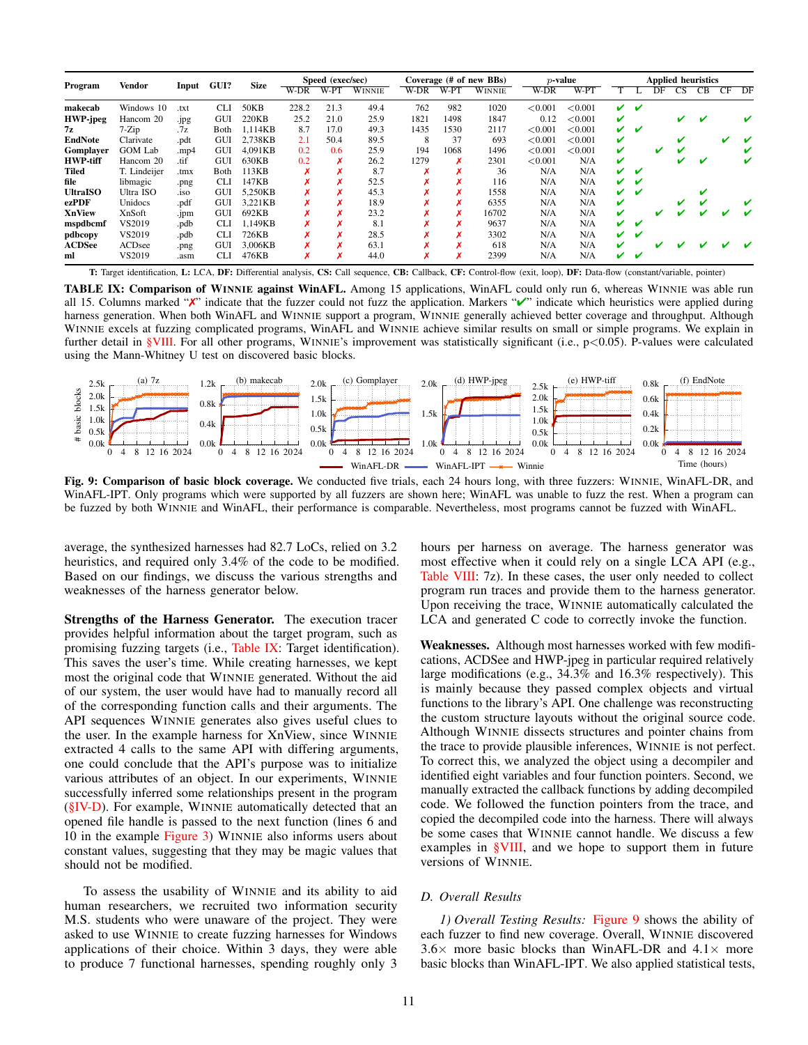| Program | Vendor | Input | GUI? | Size | Speed (exec/sec) | | | Coverage (# of new BBs) | | | p-value | | Applied heuristics | | | | | | |
|---|---|---|---|---|---|---|---|---|---|---|---|---|---|---|---|---|---|---|---|
| | | | | | W-DR | W-PT | WINNIE | W-DR | W-PT | WINNIE | W-DR | W-PT | T | L | DF | CS | CB | CF | DF |
| **makecab** | Windows 10 | .txt | CLI | 50KB | 228.2 | 21.3 | 49.4 | 762 | 982 | 1020 | <0.001 | <0.001 | ✔ | ✔ | | | | | |
| **HWP-jpeg** | Hancom 20 | .jpg | GUI | 220KB | 25.2 | 21.0 | 25.9 | 1821 | 1498 | 1847 | 0.12 | <0.001 | ✔ | | | ✔ | ✔ | | ✔ |
| **7z** | 7-Zip | .7z | Both | 1,114KB | 8.7 | 17.0 | 49.3 | 1435 | 1530 | 2117 | <0.001 | <0.001 | ✔ | ✔ | | | | | |
| **EndNote** | Clarivate | .pdt | GUI | 2,738KB | 2.1 | 50.4 | 89.5 | 8 | 37 | 693 | <0.001 | <0.001 | ✔ | | | ✔ | | ✔ | ✔ |
| **Gomplayer** | GOM Lab | .mp4 | GUI | 4,091KB | 0.2 | 0.6 | 25.9 | 194 | 1068 | 1496 | <0.001 | <0.001 | ✔ | | ✔ | ✔ | | | ✔ |
| **HWP-tiff** | Hancom 20 | .tif | GUI | 630KB | 0.2 | ✗ | 26.2 | 1279 | ✗ | 2301 | <0.001 | N/A | ✔ | | | ✔ | ✔ | | ✔ |
| **Tiled** | T. Lindeijer | .tmx | Both | 113KB | ✗ | ✗ | 8.7 | ✗ | ✗ | 36 | N/A | N/A | ✔ | ✔ | | | | | |
| **file** | libmagic | .png | CLI | 147KB | ✗ | ✗ | 52.5 | ✗ | ✗ | 116 | N/A | N/A | ✔ | ✔ | | | | | |
| **UltraISO** | Ultra ISO | .iso | GUI | 5,250KB | ✗ | ✗ | 45.3 | ✗ | ✗ | 1558 | N/A | N/A | ✔ | ✔ | | | ✔ | | |
| **ezPDF** | Unidocs | .pdf | GUI | 3,221KB | ✗ | ✗ | 18.9 | ✗ | ✗ | 6355 | N/A | N/A | ✔ | | | ✔ | ✔ | | ✔ |
| **XnView** | XnSoft | .jpm | GUI | 692KB | ✗ | ✗ | 23.2 | ✗ | ✗ | 16702 | N/A | N/A | ✔ | | ✔ | ✔ | ✔ | ✔ | ✔ |
| **mspdbcmf** | VS2019 | .pdb | CLI | 1,149KB | ✗ | ✗ | 8.1 | ✗ | ✗ | 9637 | N/A | N/A | ✔ | ✔ | | | | | |
| **pdbcopy** | VS2019 | .pdb | CLI | 726KB | ✗ | ✗ | 28.5 | ✗ | ✗ | 3302 | N/A | N/A | ✔ | ✔ | | | | | |
| **ACDSee** | ACDsee | .png | GUI | 3,006KB | ✗ | ✗ | 63.1 | ✗ | ✗ | 618 | N/A | N/A | ✔ | | ✔ | ✔ | ✔ | ✔ | ✔ |
| **ml** | VS2019 | .asm | CLI | 476KB | ✗ | ✗ | 44.0 | ✗ | ✗ | 2399 | N/A | N/A | ✔ | ✔ | | | | | |

**T**: Target identification, **L**: LCA, **DF**: Differential analysis, **CS**: Call sequence, **CB**: Callback, **CF**: Control-flow (exit, loop), **DF**: Data-flow (constant/variable, pointer)

**TABLE IX: Comparison of WINNIE against WinAFL.** Among 15 applications, WinAFL could only run 6, whereas WINNIE was able run all 15. Columns marked "✗" indicate that the fuzzer could not fuzz the application. Markers "✔" indicate which heuristics were applied during harness generation. When both WinAFL and WINNIE support a program, WINNIE generally achieved better coverage and throughput. Although WINNIE excels at fuzzing complicated programs, WinAFL and WINNIE achieve similar results on small or simple programs. We explain in further detail in §VIII. For all other programs, WINNIE's improvement was statistically significant (i.e., $p<0.05$). P-values were calculated using the Mann-Whitney U test on discovered basic blocks.

**Fig. 9: Comparison of basic block coverage.** We conducted five trials, each 24 hours long, with three fuzzers: WINNIE, WinAFL-DR, and WinAFL-IPT. Only programs which were supported by all fuzzers are shown here; WinAFL was unable to fuzz the rest. When a program can be fuzzed by both WINNIE and WinAFL, their performance is comparable. Nevertheless, most programs cannot be fuzzed with WinAFL.

average, the synthesized harnesses had 82.7 LoCs, relied on 3.2 heuristics, and required only 3.4% of the code to be modified. Based on our findings, we discuss the various strengths and weaknesses of the harness generator below.

**Strengths of the Harness Generator.** The execution tracer provides helpful information about the target program, such as promising fuzzing targets (i.e., Table IX: Target identification). This saves the user's time. While creating harnesses, we kept most the original code that WINNIE generated. Without the aid of our system, the user would have had to manually record all of the corresponding function calls and their arguments. The API sequences WINNIE generates also gives useful clues to the user. In the example harness for XnView, since WINNIE extracted 4 calls to the same API with differing arguments, one could conclude that the API's purpose was to initialize various attributes of an object. In our experiments, WINNIE successfully inferred some relationships present in the program (§IV-D). For example, WINNIE automatically detected that an opened file handle is passed to the next function (lines 6 and 10 in the example Figure 3) WINNIE also informs users about constant values, suggesting that they may be magic values that should not be modified.

To assess the usability of WINNIE and its ability to aid human researchers, we recruited two information security M.S. students who were unaware of the project. They were asked to use WINNIE to create fuzzing harnesses for Windows applications of their choice. Within 3 days, they were able to produce 7 functional harnesses, spending roughly only 3 hours per harness on average. The harness generator was most effective when it could rely on a single LCA API (e.g., Table VIII: 7z). In these cases, the user only needed to collect program run traces and provide them to the harness generator. Upon receiving the trace, WINNIE automatically calculated the LCA and generated C code to correctly invoke the function.

**Weaknesses.** Although most harnesses worked with few modifications, ACDSee and HWP-jpeg in particular required relatively large modifications (e.g., 34.3% and 16.3% respectively). This is mainly because they passed complex objects and virtual functions to the library's API. One challenge was reconstructing the custom structure layouts without the original source code. Although WINNIE dissects structures and pointer chains from the trace to provide plausible inferences, WINNIE is not perfect. To correct this, we analyzed the object using a decompiler and identified eight variables and four function pointers. Second, we manually extracted the callback functions by adding decompiled code. We followed the function pointers from the trace, and copied the decompiled code into the harness. There will always be some cases that WINNIE cannot handle. We discuss a few examples in §VIII, and we hope to support them in future versions of WINNIE.

### D. Overall Results

*1) Overall Testing Results:* Figure 9 shows the ability of each fuzzer to find new coverage. Overall, WINNIE discovered 3.6× more basic blocks than WinAFL-DR and 4.1× more basic blocks than WinAFL-IPT. We also applied statistical tests,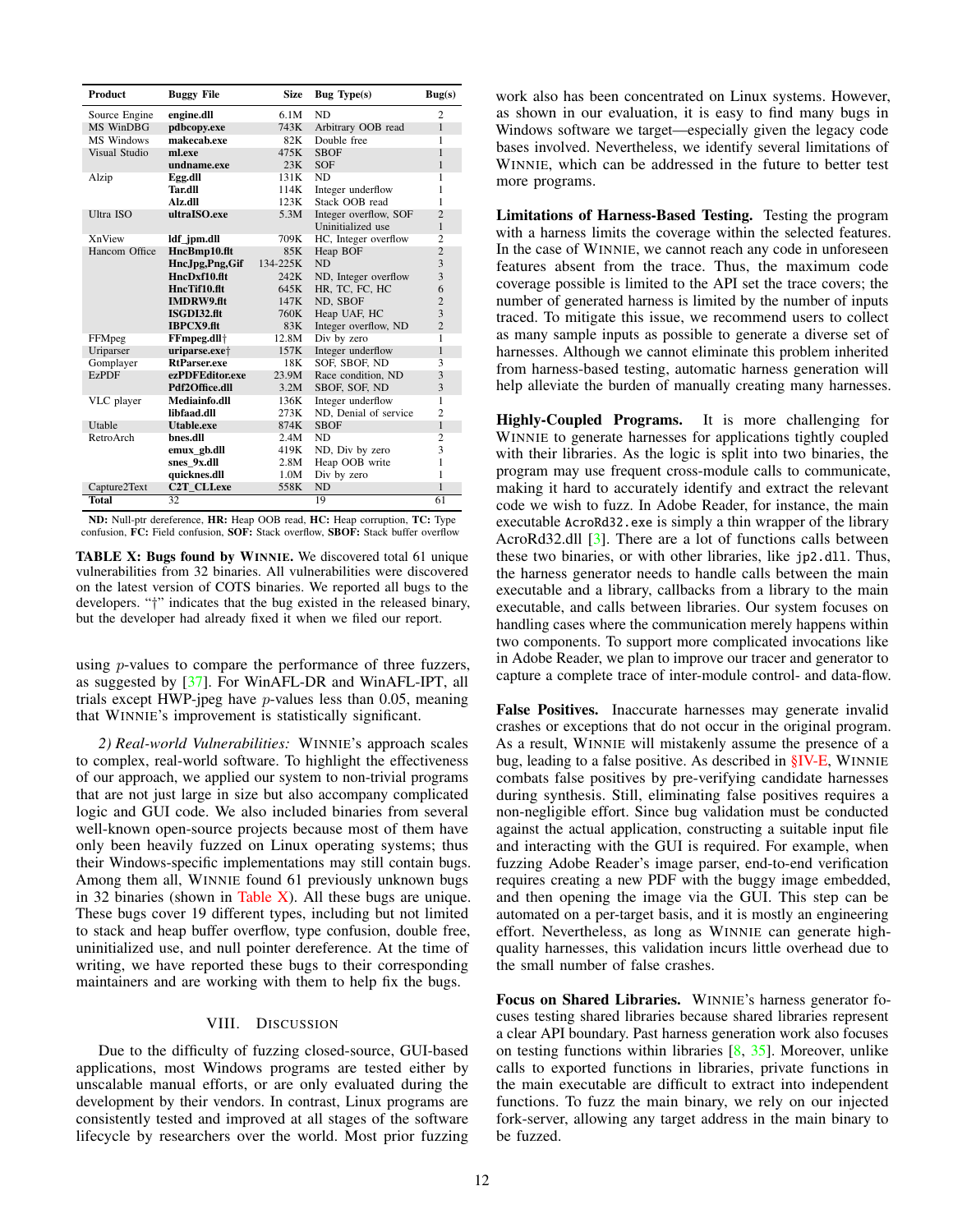| Product | Buggy File | Size | Bug Type(s) | Bug(s) |
|---|---|---|---|---|
| Source Engine | **engine.dll** | 6.1M | ND | 2 |
| MS WinDBG | **pdbcopy.exe** | 743K | Arbitrary OOB read | 1 |
| MS Windows | **makecab.exe** | 82K | Double free | 1 |
| Visual Studio | **ml.exe** | 475K | SBOF | 1 |
| | **undname.exe** | 23K | SOF | 1 |
| Alzip | **Egg.dll** | 131K | ND | 1 |
| | **Tar.dll** | 114K | Integer underflow | 1 |
| | **Alz.dll** | 123K | Stack OOB read | 1 |
| Ultra ISO | **ultraISO.exe** | 5.3M | Integer overflow, SOF | 2 |
| | | | Uninitialized use | 1 |
| XnView | **ldf_jpm.dll** | 709K | HC, Integer overflow | 2 |
| Hancom Office | **HncBmp10.flt** | 85K | Heap BOF | 2 |
| | **HncJpg,Png,Gif** | 134-225K | ND | 3 |
| | **HncDxf10.flt** | 242K | ND, Integer overflow | 3 |
| | **HncTif10.flt** | 645K | HR, TC, FC, HC | 6 |
| | **IMDRW9.flt** | 147K | ND, SBOF | 2 |
| | **ISGDI32.flt** | 760K | Heap UAF, HC | 3 |
| | **IBPCX9.flt** | 83K | Integer overflow, ND | 2 |
| FFMpeg | **FFmpeg.dll**† | 12.8M | Div by zero | 1 |
| Uriparser | **uriparse.exe**† | 157K | Integer underflow | 1 |
| Gomplayer | **RtParser.exe** | 18K | SOF, SBOF, ND | 3 |
| EzPDF | **ezPDFEditor.exe** | 23.9M | Race condition, ND | 3 |
| | **Pdf2Office.dll** | 3.2M | SBOF, SOF, ND | 3 |
| VLC player | **Mediainfo.dll** | 136K | Integer underflow | 1 |
| | **libfaad.dll** | 273K | ND, Denial of service | 2 |
| Utable | **Utable.exe** | 874K | SBOF | 1 |
| RetroArch | **bnes.dll** | 2.4M | ND | 2 |
| | **emux_gb.dll** | 419K | ND, Div by zero | 3 |
| | **snes_9x.dll** | 2.8M | Heap OOB write | 1 |
| | **quicknes.dll** | 1.0M | Div by zero | 1 |
| Capture2Text | **C2T_CLI.exe** | 558K | ND | 1 |
| **Total** | 32 | | 19 | 61 |

**ND:** Null-ptr dereference, **HR:** Heap OOB read, **HC:** Heap corruption, **TC:** Type confusion, **FC:** Field confusion, **SOF:** Stack overflow, **SBOF:** Stack buffer overflow

**TABLE X: Bugs found by WINNIE.** We discovered total 61 unique vulnerabilities from 32 binaries. All vulnerabilities were discovered on the latest version of COTS binaries. We reported all bugs to the developers. "†" indicates that the bug existed in the released binary, but the developer had already fixed it when we filed our report.

using $p$-values to compare the performance of three fuzzers, as suggested by [37]. For WinAFL-DR and WinAFL-IPT, all trials except HWP-jpeg have $p$-values less than 0.05, meaning that WINNIE's improvement is statistically significant.

*2) Real-world Vulnerabilities:* WINNIE's approach scales to complex, real-world software. To highlight the effectiveness of our approach, we applied our system to non-trivial programs that are not just large in size but also accompany complicated logic and GUI code. We also included binaries from several well-known open-source projects because most of them have only been heavily fuzzed on Linux operating systems; thus their Windows-specific implementations may still contain bugs. Among them all, WINNIE found 61 previously unknown bugs in 32 binaries (shown in Table X). All these bugs are unique. These bugs cover 19 different types, including but not limited to stack and heap buffer overflow, type confusion, double free, uninitialized use, and null pointer dereference. At the time of writing, we have reported these bugs to their corresponding maintainers and are working with them to help fix the bugs.

## VIII. DISCUSSION

Due to the difficulty of fuzzing closed-source, GUI-based applications, most Windows programs are tested either by unscalable manual efforts, or are only evaluated during the development by their vendors. In contrast, Linux programs are consistently tested and improved at all stages of the software lifecycle by researchers over the world. Most prior fuzzing work also has been concentrated on Linux systems. However, as shown in our evaluation, it is easy to find many bugs in Windows software we target—especially given the legacy code bases involved. Nevertheless, we identify several limitations of WINNIE, which can be addressed in the future to better test more programs.

**Limitations of Harness-Based Testing.** Testing the program with a harness limits the coverage within the selected features. In the case of WINNIE, we cannot reach any code in unforeseen features absent from the trace. Thus, the maximum code coverage possible is limited to the API set the trace covers; the number of generated harness is limited by the number of inputs traced. To mitigate this issue, we recommend users to collect as many sample inputs as possible to generate a diverse set of harnesses. Although we cannot eliminate this problem inherited from harness-based testing, automatic harness generation will help alleviate the burden of manually creating many harnesses.

**Highly-Coupled Programs.** It is more challenging for WINNIE to generate harnesses for applications tightly coupled with their libraries. As the logic is split into two binaries, the program may use frequent cross-module calls to communicate, making it hard to accurately identify and extract the relevant code we wish to fuzz. In Adobe Reader, for instance, the main executable `AcroRd32.exe` is simply a thin wrapper of the library AcroRd32.dll [3]. There are a lot of functions calls between these two binaries, or with other libraries, like `jp2.dll`. Thus, the harness generator needs to handle calls between the main executable and a library, callbacks from a library to the main executable, and calls between libraries. Our system focuses on handling cases where the communication merely happens within two components. To support more complicated invocations like in Adobe Reader, we plan to improve our tracer and generator to capture a complete trace of inter-module control- and data-flow.

**False Positives.** Inaccurate harnesses may generate invalid crashes or exceptions that do not occur in the original program. As a result, WINNIE will mistakenly assume the presence of a bug, leading to a false positive. As described in §IV-E, WINNIE combats false positives by pre-verifying candidate harnesses during synthesis. Still, eliminating false positives requires a non-negligible effort. Since bug validation must be conducted against the actual application, constructing a suitable input file and interacting with the GUI is required. For example, when fuzzing Adobe Reader's image parser, end-to-end verification requires creating a new PDF with the buggy image embedded, and then opening the image via the GUI. This step can be automated on a per-target basis, and it is mostly an engineering effort. Nevertheless, as long as WINNIE can generate high-quality harnesses, this validation incurs little overhead due to the small number of false crashes.

**Focus on Shared Libraries.** WINNIE's harness generator focuses testing shared libraries because shared libraries represent a clear API boundary. Past harness generation work also focuses on testing functions within libraries [8, 35]. Moreover, unlike calls to exported functions in libraries, private functions in the main executable are difficult to extract into independent functions. To fuzz the main binary, we rely on our injected fork-server, allowing any target address in the main binary to be fuzzed.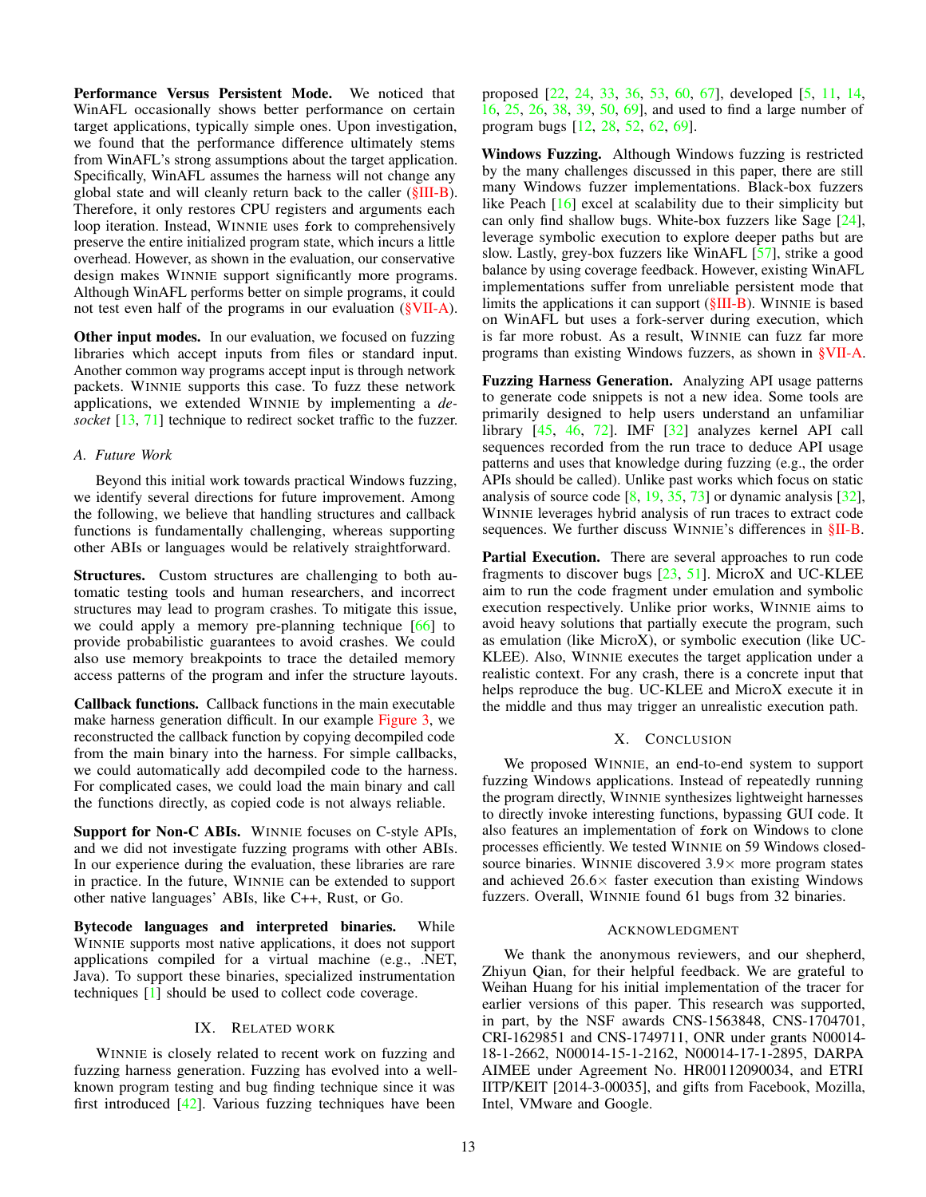**Performance Versus Persistent Mode.** We noticed that WinAFL occasionally shows better performance on certain target applications, typically simple ones. Upon investigation, we found that the performance difference ultimately stems from WinAFL's strong assumptions about the target application. Specifically, WinAFL assumes the harness will not change any global state and will cleanly return back to the caller (§III-B). Therefore, it only restores CPU registers and arguments each loop iteration. Instead, WINNIE uses `fork` to comprehensively preserve the entire initialized program state, which incurs a little overhead. However, as shown in the evaluation, our conservative design makes WINNIE support significantly more programs. Although WinAFL performs better on simple programs, it could not test even half of the programs in our evaluation (§VII-A).

**Other input modes.** In our evaluation, we focused on fuzzing libraries which accept inputs from files or standard input. Another common way programs accept input is through network packets. WINNIE supports this case. To fuzz these network applications, we extended WINNIE by implementing a *de-socket* [13, 71] technique to redirect socket traffic to the fuzzer.

### A. Future Work

Beyond this initial work towards practical Windows fuzzing, we identify several directions for future improvement. Among the following, we believe that handling structures and callback functions is fundamentally challenging, whereas supporting other ABIs or languages would be relatively straightforward.

**Structures.** Custom structures are challenging to both automatic testing tools and human researchers, and incorrect structures may lead to program crashes. To mitigate this issue, we could apply a memory pre-planning technique [66] to provide probabilistic guarantees to avoid crashes. We could also use memory breakpoints to trace the detailed memory access patterns of the program and infer the structure layouts.

**Callback functions.** Callback functions in the main executable make harness generation difficult. In our example Figure 3, we reconstructed the callback function by copying decompiled code from the main binary into the harness. For simple callbacks, we could automatically add decompiled code to the harness. For complicated cases, we could load the main binary and call the functions directly, as copied code is not always reliable.

**Support for Non-C ABIs.** WINNIE focuses on C-style APIs, and we did not investigate fuzzing programs with other ABIs. In our experience during the evaluation, these libraries are rare in practice. In the future, WINNIE can be extended to support other native languages' ABIs, like C++, Rust, or Go.

**Bytecode languages and interpreted binaries.** While WINNIE supports most native applications, it does not support applications compiled for a virtual machine (e.g., .NET, Java). To support these binaries, specialized instrumentation techniques [1] should be used to collect code coverage.

## IX. RELATED WORK

WINNIE is closely related to recent work on fuzzing and fuzzing harness generation. Fuzzing has evolved into a well-known program testing and bug finding technique since it was first introduced [42]. Various fuzzing techniques have been proposed [22, 24, 33, 36, 53, 60, 67], developed [5, 11, 14, 16, 25, 26, 38, 39, 50, 69], and used to find a large number of program bugs [12, 28, 52, 62, 69].

**Windows Fuzzing.** Although Windows fuzzing is restricted by the many challenges discussed in this paper, there are still many Windows fuzzer implementations. Black-box fuzzers like Peach [16] excel at scalability due to their simplicity but can only find shallow bugs. White-box fuzzers like Sage [24], leverage symbolic execution to explore deeper paths but are slow. Lastly, grey-box fuzzers like WinAFL [57], strike a good balance by using coverage feedback. However, existing WinAFL implementations suffer from unreliable persistent mode that limits the applications it can support (§III-B). WINNIE is based on WinAFL but uses a fork-server during execution, which is far more robust. As a result, WINNIE can fuzz far more programs than existing Windows fuzzers, as shown in §VII-A.

**Fuzzing Harness Generation.** Analyzing API usage patterns to generate code snippets is not a new idea. Some tools are primarily designed to help users understand an unfamiliar library [45, 46, 72]. IMF [32] analyzes kernel API call sequences recorded from the run trace to deduce API usage patterns and uses that knowledge during fuzzing (e.g., the order APIs should be called). Unlike past works which focus on static analysis of source code [8, 19, 35, 73] or dynamic analysis [32], WINNIE leverages hybrid analysis of run traces to extract code sequences. We further discuss WINNIE's differences in §II-B.

**Partial Execution.** There are several approaches to run code fragments to discover bugs [23, 51]. MicroX and UC-KLEE aim to run the code fragment under emulation and symbolic execution respectively. Unlike prior works, WINNIE aims to avoid heavy solutions that partially execute the program, such as emulation (like MicroX), or symbolic execution (like UC-KLEE). Also, WINNIE executes the target application under a realistic context. For any crash, there is a concrete input that helps reproduce the bug. UC-KLEE and MicroX execute it in the middle and thus may trigger an unrealistic execution path.

## X. CONCLUSION

We proposed WINNIE, an end-to-end system to support fuzzing Windows applications. Instead of repeatedly running the program directly, WINNIE synthesizes lightweight harnesses to directly invoke interesting functions, bypassing GUI code. It also features an implementation of `fork` on Windows to clone processes efficiently. We tested WINNIE on 59 Windows closed-source binaries. WINNIE discovered 3.9× more program states and achieved 26.6× faster execution than existing Windows fuzzers. Overall, WINNIE found 61 bugs from 32 binaries.

## ACKNOWLEDGMENT

We thank the anonymous reviewers, and our shepherd, Zhiyun Qian, for their helpful feedback. We are grateful to Weihan Huang for his initial implementation of the tracer for earlier versions of this paper. This research was supported, in part, by the NSF awards CNS-1563848, CNS-1704701, CRI-1629851 and CNS-1749711, ONR under grants N00014-18-1-2662, N00014-15-1-2162, N00014-17-1-2895, DARPA AIMEE under Agreement No. HR00112090034, and ETRI IITP/KEIT [2014-3-00035], and gifts from Facebook, Mozilla, Intel, VMware and Google.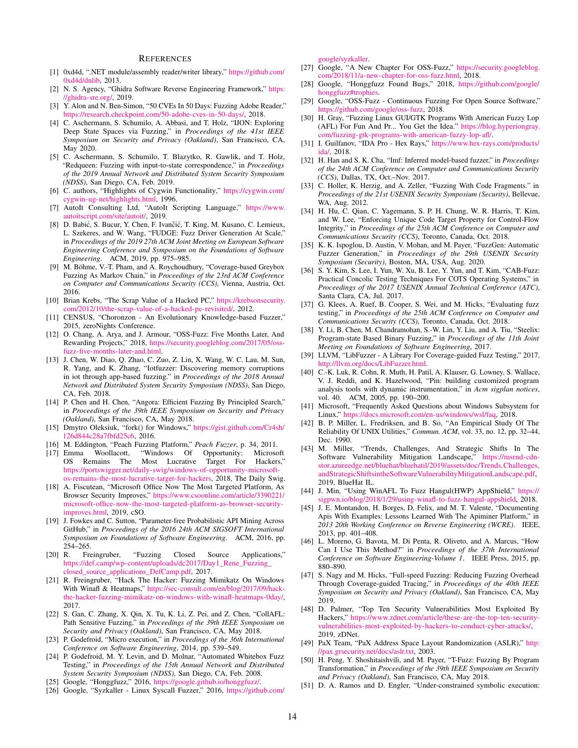# References

[1] 0x4d4d, ".NET module/assembly reader/writer library," https://github.com/0xd4d/dnlib, 2013.

[2] N. S. Agency, "Ghidra Software Reverse Engineering Framework," https://ghidra-sre.org/, 2019.

[3] Y. Alon and N. Ben-Simon, "50 CVEs In 50 Days: Fuzzing Adobe Reader," https://research.checkpoint.com/50-adobe-cves-in-50-days/, 2018.

[4] C. Aschermann, S. Schumilo, A. Abbasi, and T. Holz, "IJON: Exploring Deep State Spaces via Fuzzing," in *Proceedings of the 41st IEEE Symposium on Security and Privacy (Oakland)*, San Francisco, CA, May 2020.

[5] C. Aschermann, S. Schumilo, T. Blazytko, R. Gawlik, and T. Holz, "Redqueen: Fuzzing with input-to-state correspondence," in *Proceedings of the 2019 Annual Network and Distributed System Security Symposium (NDSS)*, San Diego, CA, Feb. 2019.

[6] C. authors, "Highlights of Cygwin Functionality," https://cygwin.com/cygwin-ug-net/highlights.html, 1996.

[7] AutoIt Consulting Ltd, "AutoIt Scripting Language," https://www.autoitscript.com/site/autoit/, 2019.

[8] D. Babić, S. Bucur, Y. Chen, F. Ivančić, T. King, M. Kusano, C. Lemieux, L. Szekeres, and W. Wang, "FUDGE: Fuzz Driver Generation At Scale," in *Proceedings of the 2019 27th ACM Joint Meeting on European Software Engineering Conference and Symposium on the Foundations of Software Engineering*. ACM, 2019, pp. 975–985.

[9] M. Böhme, V.-T. Pham, and A. Roychoudhury, "Coverage-based Greybox Fuzzing As Markov Chain," in *Proceedings of the 23rd ACM Conference on Computer and Communications Security (CCS)*, Vienna, Austria, Oct. 2016.

[10] Brian Krebs, "The Scrap Value of a Hacked PC," https://krebsonsecurity.com/2012/10/the-scrap-value-of-a-hacked-pc-revisited/, 2012.

[11] CENSUS, "Choronzon - An Evolutionary Knowledge-based Fuzzer," 2015, zeroNights Conference.

[12] O. Chang, A. Arya, and J. Armour, "OSS-Fuzz: Five Months Later, And Rewarding Projects," 2018, https://security.googleblog.com/2017/05/oss-fuzz-five-months-later-and.html.

[13] J. Chen, W. Diao, Q. Zhao, C. Zuo, Z. Lin, X. Wang, W. C. Lau, M. Sun, R. Yang, and K. Zhang, "Iotfuzzer: Discovering memory corruptions in iot through app-based fuzzing." in *Proceedings of the 2018 Annual Network and Distributed System Security Symposium (NDSS)*, San Diego, CA, Feb. 2018.

[14] P. Chen and H. Chen, "Angora: Efficient Fuzzing By Principled Search," in *Proceedings of the 39th IEEE Symposium on Security and Privacy (Oakland)*, San Francisco, CA, May 2018.

[15] Dmytro Oleksiuk, "fork() for Windows," https://gist.github.com/Cr4sh/126d844c28a7fbfd25c6, 2016.

[16] M. Eddington, "Peach Fuzzing Platform," *Peach Fuzzer*, p. 34, 2011.

[17] Emma Woollacott, "Windows Of Opportunity: Microsoft OS Remains The Most Lucrative Target For Hackers," https://portswigger.net/daily-swig/windows-of-opportunity-microsoft-os-remains-the-most-lucrative-target-for-hackers, 2018, The Daily Swig.

[18] A. Fiscutean, "Microsoft Office Now The Most Targeted Platform, As Browser Security Improves," https://www.csoonline.com/article/3390221/microsoft-office-now-the-most-targeted-platform-as-browser-security-improves.html, 2019, cSO.

[19] J. Fowkes and C. Sutton, "Parameter-free Probabilistic API Mining Across GitHub," in *Proceedings of the 2016 24th ACM SIGSOFT International Symposium on Foundations of Software Engineering*. ACM, 2016, pp. 254–265.

[20] R. Freingruber, "Fuzzing Closed Source Applications," https://def.camp/wp-content/uploads/dc2017/Day1_Rene_Fuzzing_closed_source_applications_DefCamp.pdf, 2017.

[21] R. Freingruber, "Hack The Hacker: Fuzzing Mimikatz On Windows With Winafl & Heatmaps," https://sec-consult.com/en/blog/2017/09/hack-the-hacker-fuzzing-mimikatz-on-windows-with-winafl-heatmaps-0day/, 2017.

[22] S. Gan, C. Zhang, X. Qin, X. Tu, K. Li, Z. Pei, and Z. Chen, "CollAFL: Path Sensitive Fuzzing," in *Proceedings of the 39th IEEE Symposium on Security and Privacy (Oakland)*, San Francisco, CA, May 2018.

[23] P. Godefroid, "Micro execution," in *Proceedings of the 36th International Conference on Software Engineering*, 2014, pp. 539–549.

[24] P. Godefroid, M. Y. Levin, and D. Molnar, "Automated Whitebox Fuzz Testing," in *Proceedings of the 15th Annual Network and Distributed System Security Symposium (NDSS)*, San Diego, CA, Feb. 2008.

[25] Google, "Honggfuzz," 2016, https://google.github.io/honggfuzz/.

[26] Google, "Syzkaller - Linux Syscall Fuzzer," 2016, https://github.com/google/syzkaller.

[27] Google, "A New Chapter For OSS-Fuzz," https://security.googleblog.com/2018/11/a-new-chapter-for-oss-fuzz.html, 2018.

[28] Google, "Honggfuzz Found Bugs," 2018, https://github.com/google/honggfuzz#trophies.

[29] Google, "OSS-Fuzz - Continuous Fuzzing For Open Source Software," https://github.com/google/oss-fuzz, 2018.

[30] H. Gray, "Fuzzing Linux GUI/GTK Programs With American Fuzzy Lop (AFL) For Fun And Pr... You Get the Idea." https://blog.hyperiongray.com/fuzzing-gtk-programs-with-american-fuzzy-lop-afl/.

[31] I. Guilfanov, "IDA Pro - Hex Rays," https://www.hex-rays.com/products/ida/, 2018.

[32] H. Han and S. K. Cha, "Imf: Inferred model-based fuzzer," in *Proceedings of the 24th ACM Conference on Computer and Communications Security (CCS)*, Dallas, TX, Oct.–Nov. 2017.

[33] C. Holler, K. Herzig, and A. Zeller, "Fuzzing With Code Fragments." in *Proceedings of the 21st USENIX Security Symposium (Security)*, Bellevue, WA, Aug. 2012.

[34] H. Hu, C. Qian, C. Yagemann, S. P. H. Chung, W. R. Harris, T. Kim, and W. Lee, "Enforcing Unique Code Target Property for Control-Flow Integrity," in *Proceedings of the 25th ACM Conference on Computer and Communications Security (CCS)*, Toronto, Canada, Oct. 2018.

[35] K. K. Ispoglou, D. Austin, V. Mohan, and M. Payer, "FuzzGen: Automatic Fuzzer Generation," in *Proceedings of the 29th USENIX Security Symposium (Security)*, Boston, MA, USA, Aug. 2020.

[36] S. Y. Kim, S. Lee, I. Yun, W. Xu, B. Lee, Y. Yun, and T. Kim, "CAB-Fuzz: Practical Concolic Testing Techniques For COTS Operating Systems," in *Proceedings of the 2017 USENIX Annual Technical Conference (ATC)*, Santa Clara, CA, Jul. 2017.

[37] G. Klees, A. Ruef, B. Cooper, S. Wei, and M. Hicks, "Evaluating fuzz testing," in *Proceedings of the 25th ACM Conference on Computer and Communications Security (CCS)*, Toronto, Canada, Oct. 2018.

[38] Y. Li, B. Chen, M. Chandramohan, S.-W. Lin, Y. Liu, and A. Tiu, "Steelix: Program-state Based Binary Fuzzing," in *Proceedings of the 11th Joint Meeting on Foundations of Software Engineering*, 2017.

[39] LLVM, "LibFuzzer - A Library For Coverage-guided Fuzz Testing," 2017, http://llvm.org/docs/LibFuzzer.html.

[40] C.-K. Luk, R. Cohn, R. Muth, H. Patil, A. Klauser, G. Lowney, S. Wallace, V. J. Reddi, and K. Hazelwood, "Pin: building customized program analysis tools with dynamic instrumentation," in *Acm sigplan notices*, vol. 40. ACM, 2005, pp. 190–200.

[41] Microsoft, "Frequently Asked Questions about Windows Subsystem for Linux," https://docs.microsoft.com/en-us/windows/wsl/faq, 2018.

[42] B. P. Miller, L. Fredriksen, and B. So, "An Empirical Study Of The Reliability Of UNIX Utilities," *Commun. ACM*, vol. 33, no. 12, pp. 32–44, Dec. 1990.

[43] M. Miller, "Trends, Challenges, And Strategic Shifts In The Software Vulnerability Mitigation Landscape," https://msrnd-cdn-stor.azureedge.net/bluehat/bluehatil/2019/assets/doc/Trends,Challenges,andStrategicShiftsintheSoftwareVulnerabilityMitigationLandscape.pdf, 2019, BlueHat IL.

[44] J. Min, "Using WinAFL To Fuzz Hangul(HWP) AppShield," https://sigpwn.io/blog/2018/1/29/using-winafl-to-fuzz-hangul-appshield, 2018.

[45] J. E. Montandon, H. Borges, D. Felix, and M. T. Valente, "Documenting Apis With Examples: Lessons Learned With The Apiminer Platform," in *2013 20th Working Conference on Reverse Engineering (WCRE)*. IEEE, 2013, pp. 401–408.

[46] L. Moreno, G. Bavota, M. Di Penta, R. Oliveto, and A. Marcus, "How Can I Use This Method?" in *Proceedings of the 37th International Conference on Software Engineering-Volume 1*. IEEE Press, 2015, pp. 880–890.

[47] S. Nagy and M. Hicks, "Full-speed Fuzzing: Reducing Fuzzing Overhead Through Coverage-guided Tracing," in *Proceedings of the 40th IEEE Symposium on Security and Privacy (Oakland)*, San Francisco, CA, May 2019.

[48] D. Palmer, "Top Ten Security Vulnerabilities Most Exploited By Hackers," https://www.zdnet.com/article/these-are-the-top-ten-security-vulnerabilities-most-exploited-by-hackers-to-conduct-cyber-attacks/, 2019, zDNet.

[49] PaX Team, "PaX Address Space Layout Randomization (ASLR)," http://pax.grsecurity.net/docs/aslr.txt, 2003.

[50] H. Peng, Y. Shoshitaishvili, and M. Payer, "T-Fuzz: Fuzzing By Program Transformation," in *Proceedings of the 39th IEEE Symposium on Security and Privacy (Oakland)*, San Francisco, CA, May 2018.

[51] D. A. Ramos and D. Engler, "Under-constrained symbolic execution: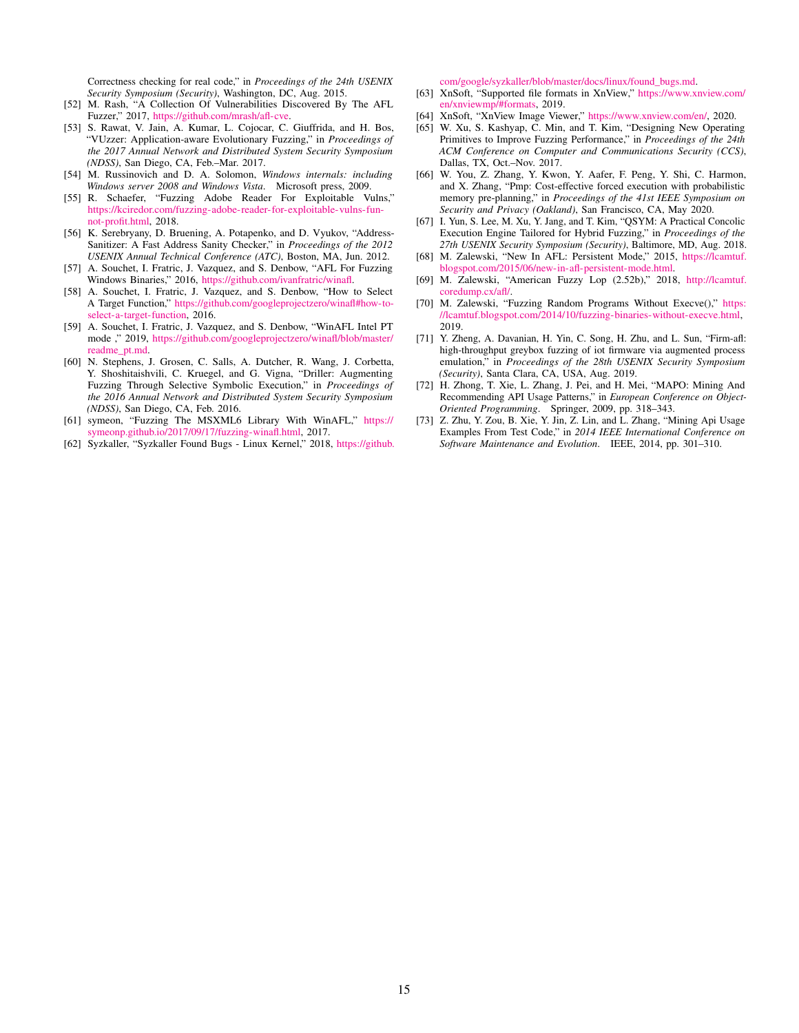Correctness checking for real code," in *Proceedings of the 24th USENIX Security Symposium (Security)*, Washington, DC, Aug. 2015.

[52] M. Rash, "A Collection Of Vulnerabilities Discovered By The AFL Fuzzer," 2017, https://github.com/mrash/afl-cve.

[53] S. Rawat, V. Jain, A. Kumar, L. Cojocar, C. Giuffrida, and H. Bos, "VUzzer: Application-aware Evolutionary Fuzzing," in *Proceedings of the 2017 Annual Network and Distributed System Security Symposium (NDSS)*, San Diego, CA, Feb.–Mar. 2017.

[54] M. Russinovich and D. A. Solomon, *Windows internals: including Windows server 2008 and Windows Vista*. Microsoft press, 2009.

[55] R. Schaefer, "Fuzzing Adobe Reader For Exploitable Vulns," https://kciredor.com/fuzzing-adobe-reader-for-exploitable-vulns-fun-not-profit.html, 2018.

[56] K. Serebryany, D. Bruening, A. Potapenko, and D. Vyukov, "AddressSanitizer: A Fast Address Sanity Checker," in *Proceedings of the 2012 USENIX Annual Technical Conference (ATC)*, Boston, MA, Jun. 2012.

[57] A. Souchet, I. Fratric, J. Vazquez, and S. Denbow, "AFL For Fuzzing Windows Binaries," 2016, https://github.com/ivanfratric/winafl.

[58] A. Souchet, I. Fratric, J. Vazquez, and S. Denbow, "How to Select A Target Function," https://github.com/googleprojectzero/winafl#how-to-select-a-target-function, 2016.

[59] A. Souchet, I. Fratric, J. Vazquez, and S. Denbow, "WinAFL Intel PT mode ," 2019, https://github.com/googleprojectzero/winafl/blob/master/readme_pt.md.

[60] N. Stephens, J. Grosen, C. Salls, A. Dutcher, R. Wang, J. Corbetta, Y. Shoshitaishvili, C. Kruegel, and G. Vigna, "Driller: Augmenting Fuzzing Through Selective Symbolic Execution," in *Proceedings of the 2016 Annual Network and Distributed System Security Symposium (NDSS)*, San Diego, CA, Feb. 2016.

[61] symeon, "Fuzzing The MSXML6 Library With WinAFL," https://symeonp.github.io/2017/09/17/fuzzing-winafl.html, 2017.

[62] Syzkaller, "Syzkaller Found Bugs - Linux Kernel," 2018, https://github.com/google/syzkaller/blob/master/docs/linux/found_bugs.md.

[63] XnSoft, "Supported file formats in XnView," https://www.xnview.com/en/xnviewmp/#formats, 2019.

[64] XnSoft, "XnView Image Viewer," https://www.xnview.com/en/, 2020.

[65] W. Xu, S. Kashyap, C. Min, and T. Kim, "Designing New Operating Primitives to Improve Fuzzing Performance," in *Proceedings of the 24th ACM Conference on Computer and Communications Security (CCS)*, Dallas, TX, Oct.–Nov. 2017.

[66] W. You, Z. Zhang, Y. Kwon, Y. Aafer, F. Peng, Y. Shi, C. Harmon, and X. Zhang, "Pmp: Cost-effective forced execution with probabilistic memory pre-planning," in *Proceedings of the 41st IEEE Symposium on Security and Privacy (Oakland)*, San Francisco, CA, May 2020.

[67] I. Yun, S. Lee, M. Xu, Y. Jang, and T. Kim, "QSYM: A Practical Concolic Execution Engine Tailored for Hybrid Fuzzing," in *Proceedings of the 27th USENIX Security Symposium (Security)*, Baltimore, MD, Aug. 2018.

[68] M. Zalewski, "New In AFL: Persistent Mode," 2015, https://lcamtuf.blogspot.com/2015/06/new-in-afl-persistent-mode.html.

[69] M. Zalewski, "American Fuzzy Lop (2.52b)," 2018, http://lcamtuf.coredump.cx/afl/.

[70] M. Zalewski, "Fuzzing Random Programs Without Execve()," https://lcamtuf.blogspot.com/2014/10/fuzzing-binaries-without-execve.html, 2019.

[71] Y. Zheng, A. Davanian, H. Yin, C. Song, H. Zhu, and L. Sun, "Firm-afl: high-throughput greybox fuzzing of iot firmware via augmented process emulation," in *Proceedings of the 28th USENIX Security Symposium (Security)*, Santa Clara, CA, USA, Aug. 2019.

[72] H. Zhong, T. Xie, L. Zhang, J. Pei, and H. Mei, "MAPO: Mining And Recommending API Usage Patterns," in *European Conference on Object-Oriented Programming*. Springer, 2009, pp. 318–343.

[73] Z. Zhu, Y. Zou, B. Xie, Y. Jin, Z. Lin, and L. Zhang, "Mining Api Usage Examples From Test Code," in *2014 IEEE International Conference on Software Maintenance and Evolution*. IEEE, 2014, pp. 301–310.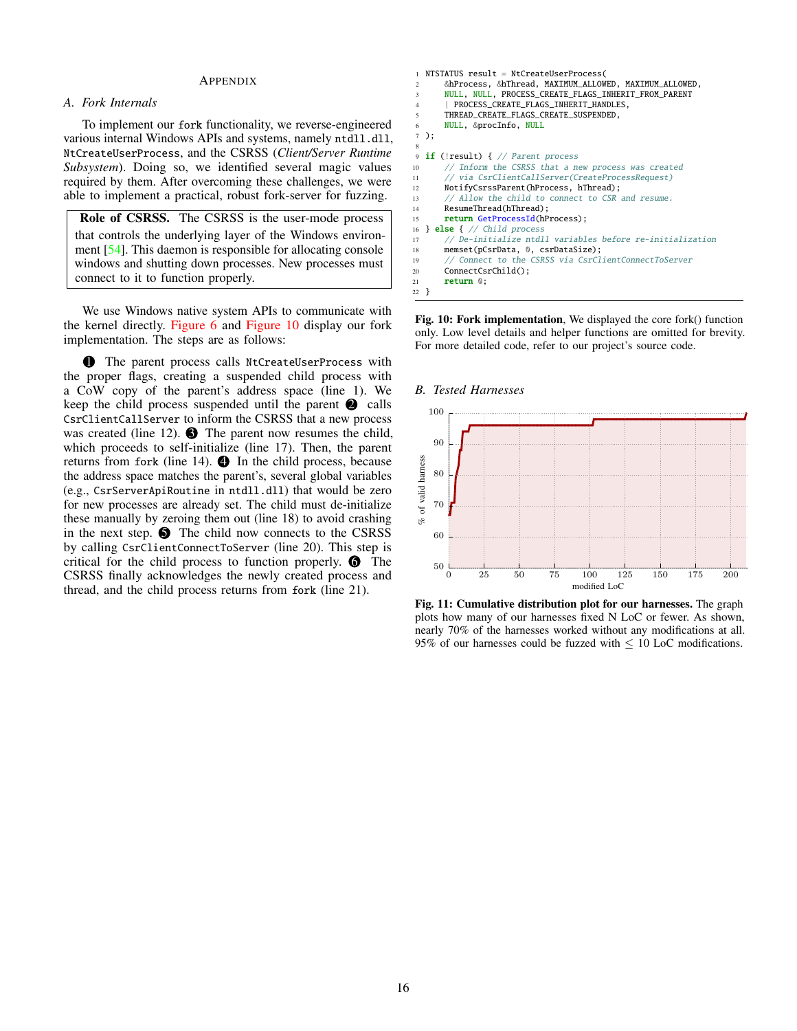## Appendix

### A. Fork Internals

To implement our `fork` functionality, we reverse-engineered various internal Windows APIs and systems, namely `ntdll.dll`, `NtCreateUserProcess`, and the CSRSS (*Client/Server Runtime Subsystem*). Doing so, we identified several magic values required by them. After overcoming these challenges, we were able to implement a practical, robust fork-server for fuzzing.

> **Role of CSRSS.** The CSRSS is the user-mode process that controls the underlying layer of the Windows environment [54]. This daemon is responsible for allocating console windows and shutting down processes. New processes must connect to it to function properly.

We use Windows native system APIs to communicate with the kernel directly. Figure 6 and Figure 10 display our fork implementation. The steps are as follows:

❶ The parent process calls `NtCreateUserProcess` with the proper flags, creating a suspended child process with a CoW copy of the parent's address space (line 1). We keep the child process suspended until the parent ❷ calls `CsrClientCallServer` to inform the CSRSS that a new process was created (line 12). ❸ The parent now resumes the child, which proceeds to self-initialize (line 17). Then, the parent returns from `fork` (line 14). ❹ In the child process, because the address space matches the parent's, several global variables (e.g., `CsrServerApiRoutine` in `ntdll.dll`) that would be zero for new processes are already set. The child must de-initialize these manually by zeroing them out (line 18) to avoid crashing in the next step. ❺ The child now connects to the CSRSS by calling `CsrClientConnectToServer` (line 20). This step is critical for the child process to function properly. ❻ The CSRSS finally acknowledges the newly created process and thread, and the child process returns from `fork` (line 21).

```
NTSTATUS result = NtCreateUserProcess(
    &hProcess, &hThread, MAXIMUM_ALLOWED, MAXIMUM_ALLOWED,
    NULL, NULL, PROCESS_CREATE_FLAGS_INHERIT_FROM_PARENT
    | PROCESS_CREATE_FLAGS_INHERIT_HANDLES,
    THREAD_CREATE_FLAGS_CREATE_SUSPENDED,
    NULL, &procInfo, NULL
);

if (!result) { // Parent process
    // Inform the CSRSS that a new process was created
    // via CsrClientCallServer(CreateProcessRequest)
    NotifyCsrssParent(hProcess, hThread);
    // Allow the child to connect to CSR and resume.
    ResumeThread(hThread);
    return GetProcessId(hProcess);
} else { // Child process
    // De-initialize ntdll variables before re-initialization
    memset(pCsrData, 0, csrDataSize);
    // Connect to the CSRSS via CsrClientConnectToServer
    ConnectCsrChild();
    return 0;
}
```

**Fig. 10: Fork implementation**, We displayed the core fork() function only. Low level details and helper functions are omitted for brevity. For more detailed code, refer to our project's source code.

### B. Tested Harnesses

**Fig. 11: Cumulative distribution plot for our harnesses.** The graph plots how many of our harnesses fixed N LoC or fewer. As shown, nearly 70% of the harnesses worked without any modifications at all. 95% of our harnesses could be fuzzed with $\leq$ 10 LoC modifications.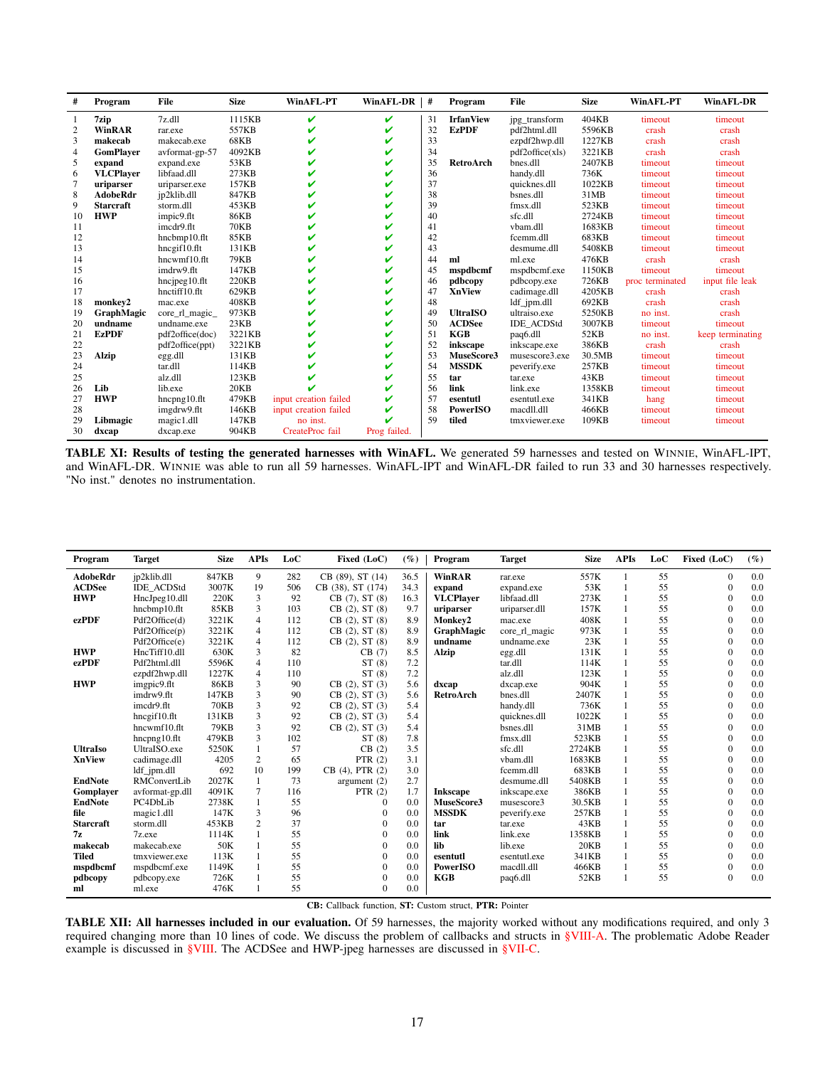| # | Program | File | Size | WinAFL-PT | WinAFL-DR | # | Program | File | Size | WinAFL-PT | WinAFL-DR |
|---|---|---|---|---|---|---|---|---|---|---|---|
| 1 | **7zip** | 7z.dll | 1115KB | ✔ | ✔ | 31 | **IrfanView** | jpg_transform | 404KB | timeout | timeout |
| 2 | **WinRAR** | rar.exe | 557KB | ✔ | ✔ | 32 | **EzPDF** | pdf2html.dll | 5596KB | crash | crash |
| 3 | **makecab** | makecab.exe | 68KB | ✔ | ✔ | 33 | | ezpdf2hwp.dll | 1227KB | crash | crash |
| 4 | **GomPlayer** | avformat-gp-57 | 4092KB | ✔ | ✔ | 34 | | pdf2office(xls) | 3221KB | crash | crash |
| 5 | **expand** | expand.exe | 53KB | ✔ | ✔ | 35 | **RetroArch** | bnes.dll | 2407KB | timeout | timeout |
| 6 | **VLCPlayer** | libfaad.dll | 273KB | ✔ | ✔ | 36 | | handy.dll | 736K | timeout | timeout |
| 7 | **uriparser** | uriparser.exe | 157KB | ✔ | ✔ | 37 | | quicknes.dll | 1022KB | timeout | timeout |
| 8 | **AdobeRdr** | jp2klib.dll | 847KB | ✔ | ✔ | 38 | | bsnes.dll | 31MB | timeout | timeout |
| 9 | **Starcraft** | storm.dll | 453KB | ✔ | ✔ | 39 | | fmsx.dll | 523KB | timeout | timeout |
| 10 | **HWP** | impic9.flt | 86KB | ✔ | ✔ | 40 | | sfc.dll | 2724KB | timeout | timeout |
| 11 | | imcdr9.flt | 70KB | ✔ | ✔ | 41 | | vbam.dll | 1683KB | timeout | timeout |
| 12 | | hncbmp10.flt | 85KB | ✔ | ✔ | 42 | | fcemm.dll | 683KB | timeout | timeout |
| 13 | | hncgif10.flt | 131KB | ✔ | ✔ | 43 | | desmume.dll | 5408KB | timeout | timeout |
| 14 | | hncwmf10.flt | 79KB | ✔ | ✔ | 44 | **ml** | ml.exe | 476KB | crash | crash |
| 15 | | imdrw9.flt | 147KB | ✔ | ✔ | 45 | **mspdbcmf** | mspdbcmf.exe | 1150KB | timeout | timeout |
| 16 | | hncjpeg10.flt | 220KB | ✔ | ✔ | 46 | **pdbcopy** | pdbcopy.exe | 726KB | proc terminated | input file leak |
| 17 | | hnctiff10.flt | 629KB | ✔ | ✔ | 47 | **XnView** | cadimage.dll | 4205KB | crash | crash |
| 18 | **monkey2** | mac.exe | 408KB | ✔ | ✔ | 48 | | ldf_jpm.dll | 692KB | crash | crash |
| 19 | **GraphMagic** | core_rl_magic_ | 973KB | ✔ | ✔ | 49 | **UltraISO** | ultraiso.exe | 5250KB | no inst. | crash |
| 20 | **undname** | undname.exe | 23KB | ✔ | ✔ | 50 | **ACDSee** | IDE_ACDStd | 3007KB | timeout | timeout |
| 21 | **EzPDF** | pdf2office(doc) | 3221KB | ✔ | ✔ | 51 | **KGB** | paq6.dll | 52KB | no inst. | keep terminating |
| 22 | | pdf2office(ppt) | 3221KB | ✔ | ✔ | 52 | **inkscape** | inkscape.exe | 386KB | crash | crash |
| 23 | **Alzip** | egg.dll | 131KB | ✔ | ✔ | 53 | **MuseScore3** | musescore3.exe | 30.5MB | timeout | timeout |
| 24 | | tar.dll | 114KB | ✔ | ✔ | 54 | **MSSDK** | peverify.exe | 257KB | timeout | timeout |
| 25 | | alz.dll | 123KB | ✔ | ✔ | 55 | **tar** | tar.exe | 43KB | timeout | timeout |
| 26 | **Lib** | lib.exe | 20KB | ✔ | ✔ | 56 | **link** | link.exe | 1358KB | timeout | timeout |
| 27 | **HWP** | hncpng10.flt | 479KB | input creation failed | ✔ | 57 | **esentutl** | esentutl.exe | 341KB | hang | timeout |
| 28 | | imgdrw9.flt | 146KB | input creation failed | ✔ | 58 | **PowerISO** | macdll.dll | 466KB | timeout | timeout |
| 29 | **Libmagic** | magic1.dll | 147KB | no inst. | ✔ | 59 | **tiled** | tmxviewer.exe | 109KB | timeout | timeout |
| 30 | **dxcap** | dxcap.exe | 904KB | CreateProc fail | Prog failed. | | | | | | |

**TABLE XI: Results of testing the generated harnesses with WinAFL.** We generated 59 harnesses and tested on WINNIE, WinAFL-IPT, and WinAFL-DR. WINNIE was able to run all 59 harnesses. WinAFL-IPT and WinAFL-DR failed to run 33 and 30 harnesses respectively. "No inst." denotes no instrumentation.

| Program | Target | Size | APIs | LoC | Fixed (LoC) | (%) | Program | Target | Size | APIs | LoC | Fixed (LoC) | (%) |
|---|---|---|---|---|---|---|---|---|---|---|---|---|---|
| **AdobeRdr** | jp2klib.dll | 847KB | 9 | 282 | CB (89), ST (14) | 36.5 | **WinRAR** | rar.exe | 557K | 1 | 55 | 0 | 0.0 |
| **ACDSee** | IDE_ACDStd | 3007K | 19 | 506 | CB (38), ST (174) | 34.3 | **expand** | expand.exe | 53K | 1 | 55 | 0 | 0.0 |
| **HWP** | HncJpeg10.dll | 220K | 3 | 92 | CB (7), ST (8) | 16.3 | **VLCPlayer** | libfaad.dll | 273K | 1 | 55 | 0 | 0.0 |
| | hncbmp10.flt | 85KB | 3 | 103 | CB (2), ST (8) | 9.7 | **uriparser** | uriparser.dll | 157K | 1 | 55 | 0 | 0.0 |
| **ezPDF** | Pdf2Office(d) | 3221K | 4 | 112 | CB (2), ST (8) | 8.9 | **Monkey2** | mac.exe | 408K | 1 | 55 | 0 | 0.0 |
| | Pdf2Office(p) | 3221K | 4 | 112 | CB (2), ST (8) | 8.9 | **GraphMagic** | core_rl_magic | 973K | 1 | 55 | 0 | 0.0 |
| | Pdf2Office(e) | 3221K | 4 | 112 | CB (2), ST (8) | 8.9 | **undname** | undname.exe | 23K | 1 | 55 | 0 | 0.0 |
| **HWP** | HncTiff10.dll | 630K | 3 | 82 | CB (7) | 8.5 | **Alzip** | egg.dll | 131K | 1 | 55 | 0 | 0.0 |
| **ezPDF** | Pdf2html.dll | 5596K | 4 | 110 | ST (8) | 7.2 | | tar.dll | 114K | 1 | 55 | 0 | 0.0 |
| | ezpdf2hwp.dll | 1227K | 4 | 110 | ST (8) | 7.2 | | alz.dll | 123K | 1 | 55 | 0 | 0.0 |
| **HWP** | imgpic9.flt | 86KB | 3 | 90 | CB (2), ST (3) | 5.6 | **dxcap** | dxcap.exe | 904K | 1 | 55 | 0 | 0.0 |
| | imdrw9.flt | 147KB | 3 | 90 | CB (2), ST (3) | 5.6 | **RetroArch** | bnes.dll | 2407K | 1 | 55 | 0 | 0.0 |
| | imcdr9.flt | 70KB | 3 | 92 | CB (2), ST (3) | 5.4 | | handy.dll | 736K | 1 | 55 | 0 | 0.0 |
| | hncgif10.flt | 131KB | 3 | 92 | CB (2), ST (3) | 5.4 | | quicknes.dll | 1022K | 1 | 55 | 0 | 0.0 |
| | hncwmf10.flt | 79KB | 3 | 92 | CB (2), ST (3) | 5.4 | | bsnes.dll | 31MB | 1 | 55 | 0 | 0.0 |
| | hncpng10.flt | 479KB | 3 | 102 | ST (8) | 7.8 | | fmsx.dll | 523KB | 1 | 55 | 0 | 0.0 |
| **UltraIso** | UltraISO.exe | 5250K | 1 | 57 | CB (2) | 3.5 | | sfc.dll | 2724KB | 1 | 55 | 0 | 0.0 |
| **XnView** | cadimage.dll | 4205 | 2 | 65 | PTR (2) | 3.1 | | vbam.dll | 1683KB | 1 | 55 | 0 | 0.0 |
| | ldf_jpm.dll | 692 | 10 | 199 | CB (4), PTR (2) | 3.0 | | fcemm.dll | 683KB | 1 | 55 | 0 | 0.0 |
| **EndNote** | RMConvertLib | 2027K | 1 | 73 | argument (2) | 2.7 | | desmume.dll | 5408KB | 1 | 55 | 0 | 0.0 |
| **Gomplayer** | avformat-gp.dll | 4091K | 7 | 116 | PTR (2) | 1.7 | **Inkscape** | inkscape.exe | 386KB | 1 | 55 | 0 | 0.0 |
| **EndNote** | PC4DbLib | 2738K | 1 | 55 | 0 | 0.0 | **MuseScore3** | musescore3 | 30.5KB | 1 | 55 | 0 | 0.0 |
| **file** | magic1.dll | 147K | 3 | 96 | 0 | 0.0 | **MSSDK** | peverify.exe | 257KB | 1 | 55 | 0 | 0.0 |
| **Starcraft** | storm.dll | 453KB | 2 | 37 | 0 | 0.0 | **tar** | tar.exe | 43KB | 1 | 55 | 0 | 0.0 |
| **7z** | 7z.exe | 1114K | 1 | 55 | 0 | 0.0 | **link** | link.exe | 1358KB | 1 | 55 | 0 | 0.0 |
| **makecab** | makecab.exe | 50K | 1 | 55 | 0 | 0.0 | **lib** | lib.exe | 20KB | 1 | 55 | 0 | 0.0 |
| **Tiled** | tmxviewer.exe | 113K | 1 | 55 | 0 | 0.0 | **esentutl** | esentutl.exe | 341KB | 1 | 55 | 0 | 0.0 |
| **mspdbcmf** | mspdbcmf.exe | 1149K | 1 | 55 | 0 | 0.0 | **PowerISO** | macdll.dll | 466KB | 1 | 55 | 0 | 0.0 |
| **pdbcopy** | pdbcopy.exe | 726K | 1 | 55 | 0 | 0.0 | **KGB** | paq6.dll | 52KB | 1 | 55 | 0 | 0.0 |
| **ml** | ml.exe | 476K | 1 | 55 | 0 | 0.0 | | | | | | | |

**CB:** Callback function, **ST:** Custom struct, **PTR:** Pointer

**TABLE XII: All harnesses included in our evaluation.** Of 59 harnesses, the majority worked without any modifications required, and only 3 required changing more than 10 lines of code. We discuss the problem of callbacks and structs in §VIII-A. The problematic Adobe Reader example is discussed in §VIII. The ACDSee and HWP-jpeg harnesses are discussed in §VII-C.